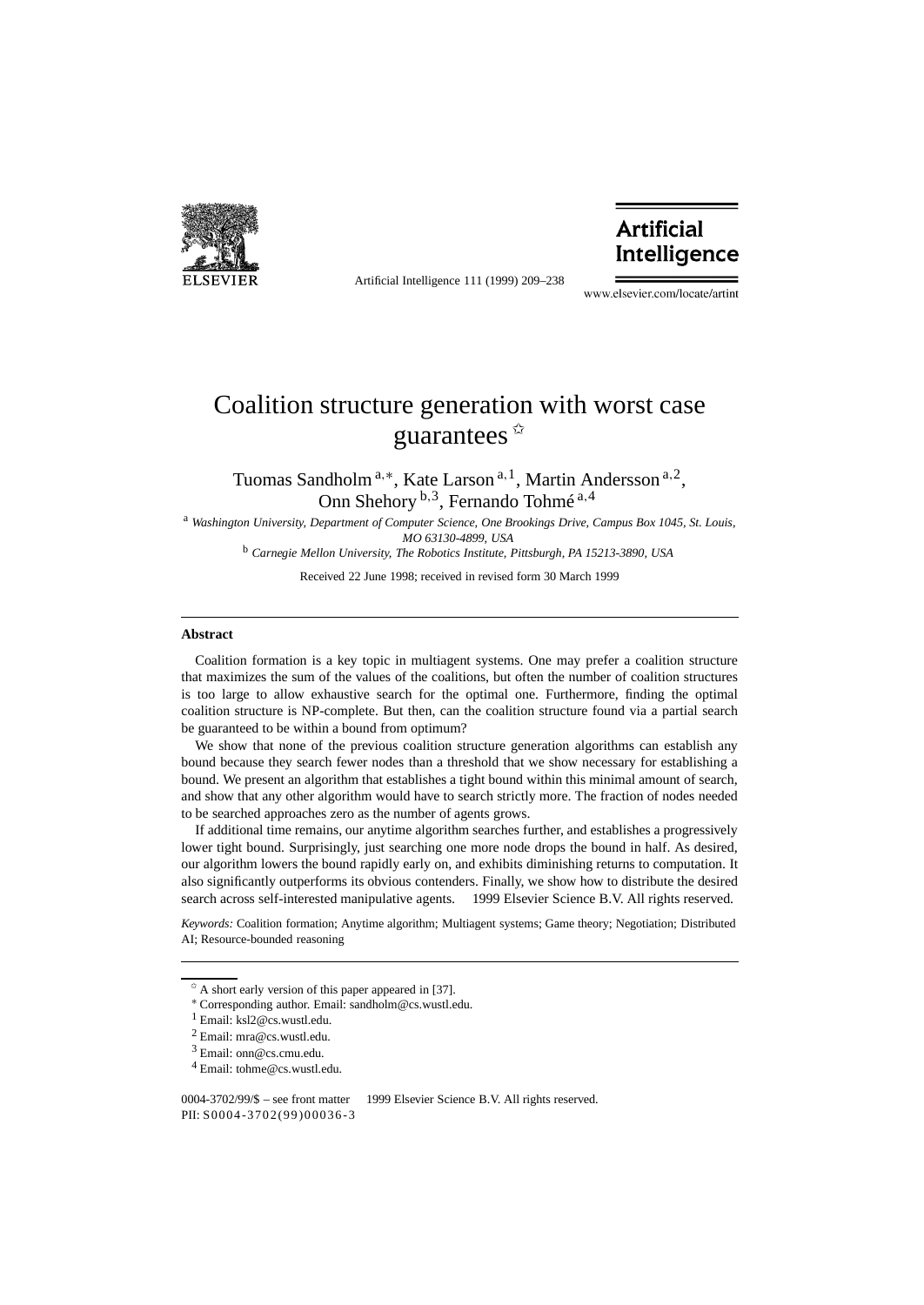# Coalition structure generation with worst case guarantees ☆

Tuomas Sandholm [a,*], Kate Larson [a,1], Martin Andersson [a,2], Onn Shehory [b,3], Fernando Tohmé [a,4]

[a] *Washington University, Department of Computer Science, One Brookings Drive, Campus Box 1045, St. Louis, MO 63130-4899, USA*

[b] *Carnegie Mellon University, The Robotics Institute, Pittsburgh, PA 15213-3890, USA*

Received 22 June 1998; received in revised form 30 March 1999

## Abstract

Coalition formation is a key topic in multiagent systems. One may prefer a coalition structure that maximizes the sum of the values of the coalitions, but often the number of coalition structures is too large to allow exhaustive search for the optimal one. Furthermore, finding the optimal coalition structure is NP-complete. But then, can the coalition structure found via a partial search be guaranteed to be within a bound from optimum?

We show that none of the previous coalition structure generation algorithms can establish any bound because they search fewer nodes than a threshold that we show necessary for establishing a bound. We present an algorithm that establishes a tight bound within this minimal amount of search, and show that any other algorithm would have to search strictly more. The fraction of nodes needed to be searched approaches zero as the number of agents grows.

If additional time remains, our anytime algorithm searches further, and establishes a progressively lower tight bound. Surprisingly, just searching one more node drops the bound in half. As desired, our algorithm lowers the bound rapidly early on, and exhibits diminishing returns to computation. It also significantly outperforms its obvious contenders. Finally, we show how to distribute the desired search across self-interested manipulative agents. © 1999 Elsevier Science B.V. All rights reserved.

*Keywords:* Coalition formation; Anytime algorithm; Multiagent systems; Game theory; Negotiation; Distributed AI; Resource-bounded reasoning

---

☆ A short early version of this paper appeared in [37].

\* Corresponding author. Email: sandholm@cs.wustl.edu.

[1] Email: ksl2@cs.wustl.edu.

[2] Email: mra@cs.wustl.edu.

[3] Email: onn@cs.cmu.edu.

[4] Email: tohme@cs.wustl.edu.

0004-3702/99/$ – see front matter © 1999 Elsevier Science B.V. All rights reserved.
PII: S0004-3702(99)00036-3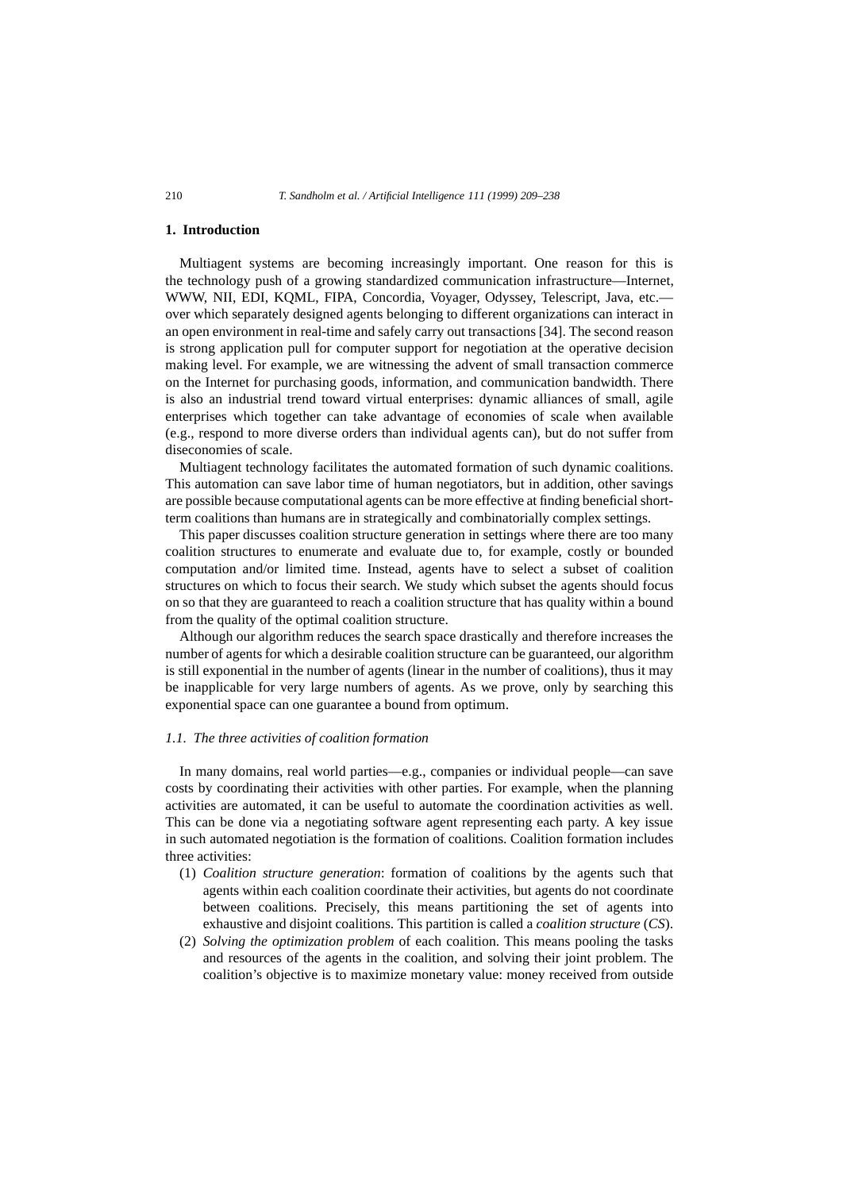## 1. Introduction

Multiagent systems are becoming increasingly important. One reason for this is the technology push of a growing standardized communication infrastructure—Internet, WWW, NII, EDI, KQML, FIPA, Concordia, Voyager, Odyssey, Telescript, Java, etc.—over which separately designed agents belonging to different organizations can interact in an open environment in real-time and safely carry out transactions [34]. The second reason is strong application pull for computer support for negotiation at the operative decision making level. For example, we are witnessing the advent of small transaction commerce on the Internet for purchasing goods, information, and communication bandwidth. There is also an industrial trend toward virtual enterprises: dynamic alliances of small, agile enterprises which together can take advantage of economies of scale when available (e.g., respond to more diverse orders than individual agents can), but do not suffer from diseconomies of scale.

Multiagent technology facilitates the automated formation of such dynamic coalitions. This automation can save labor time of human negotiators, but in addition, other savings are possible because computational agents can be more effective at finding beneficial short-term coalitions than humans are in strategically and combinatorially complex settings.

This paper discusses coalition structure generation in settings where there are too many coalition structures to enumerate and evaluate due to, for example, costly or bounded computation and/or limited time. Instead, agents have to select a subset of coalition structures on which to focus their search. We study which subset the agents should focus on so that they are guaranteed to reach a coalition structure that has quality within a bound from the quality of the optimal coalition structure.

Although our algorithm reduces the search space drastically and therefore increases the number of agents for which a desirable coalition structure can be guaranteed, our algorithm is still exponential in the number of agents (linear in the number of coalitions), thus it may be inapplicable for very large numbers of agents. As we prove, only by searching this exponential space can one guarantee a bound from optimum.

### 1.1. The three activities of coalition formation

In many domains, real world parties—e.g., companies or individual people—can save costs by coordinating their activities with other parties. For example, when the planning activities are automated, it can be useful to automate the coordination activities as well. This can be done via a negotiating software agent representing each party. A key issue in such automated negotiation is the formation of coalitions. Coalition formation includes three activities:

(1) *Coalition structure generation*: formation of coalitions by the agents such that agents within each coalition coordinate their activities, but agents do not coordinate between coalitions. Precisely, this means partitioning the set of agents into exhaustive and disjoint coalitions. This partition is called a *coalition structure* (*CS*).
(2) *Solving the optimization problem* of each coalition. This means pooling the tasks and resources of the agents in the coalition, and solving their joint problem. The coalition's objective is to maximize monetary value: money received from outside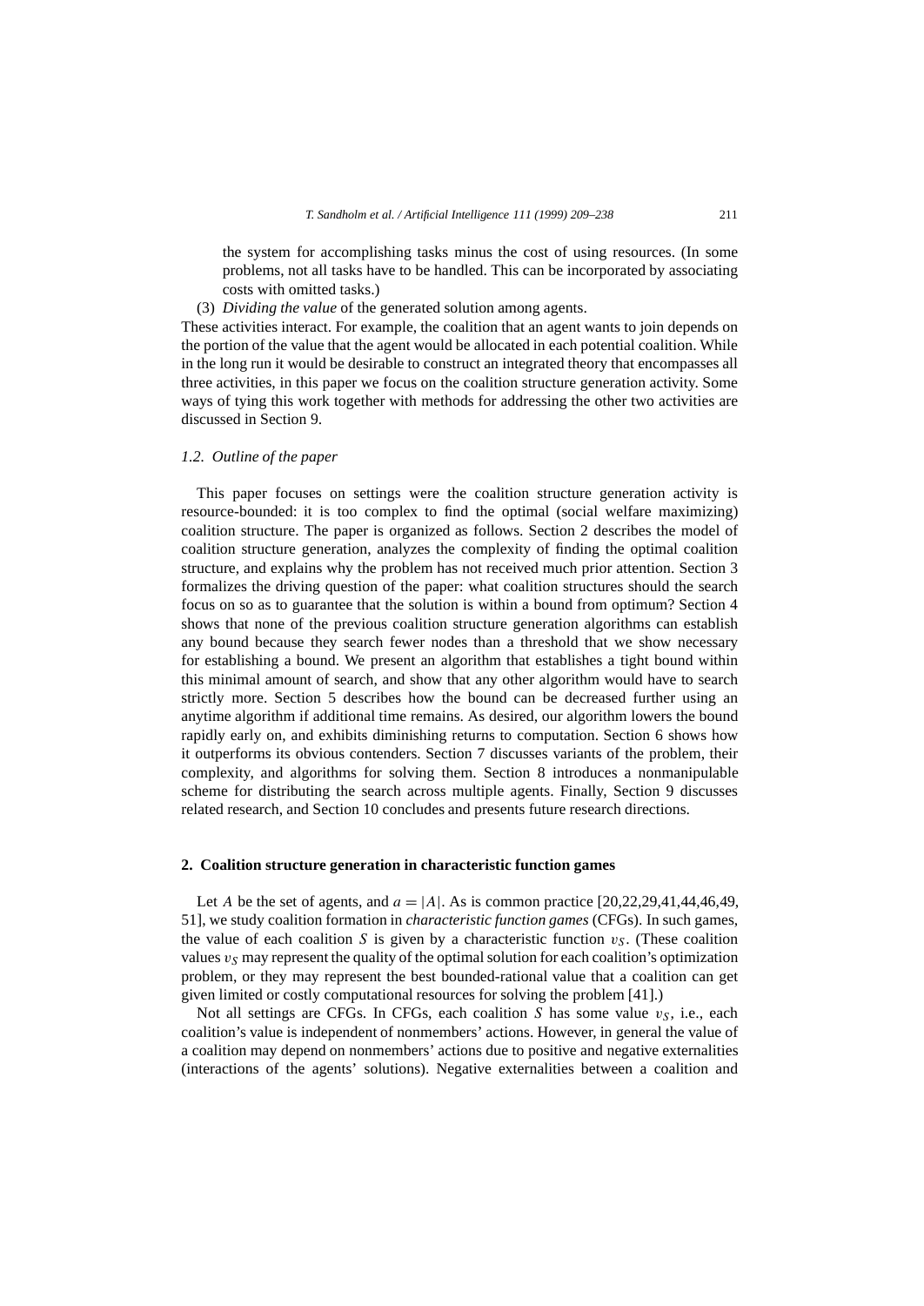the system for accomplishing tasks minus the cost of using resources. (In some problems, not all tasks have to be handled. This can be incorporated by associating costs with omitted tasks.)

(3) *Dividing the value* of the generated solution among agents.

These activities interact. For example, the coalition that an agent wants to join depends on the portion of the value that the agent would be allocated in each potential coalition. While in the long run it would be desirable to construct an integrated theory that encompasses all three activities, in this paper we focus on the coalition structure generation activity. Some ways of tying this work together with methods for addressing the other two activities are discussed in Section 9.

### *1.2. Outline of the paper*

This paper focuses on settings were the coalition structure generation activity is resource-bounded: it is too complex to find the optimal (social welfare maximizing) coalition structure. The paper is organized as follows. Section 2 describes the model of coalition structure generation, analyzes the complexity of finding the optimal coalition structure, and explains why the problem has not received much prior attention. Section 3 formalizes the driving question of the paper: what coalition structures should the search focus on so as to guarantee that the solution is within a bound from optimum? Section 4 shows that none of the previous coalition structure generation algorithms can establish any bound because they search fewer nodes than a threshold that we show necessary for establishing a bound. We present an algorithm that establishes a tight bound within this minimal amount of search, and show that any other algorithm would have to search strictly more. Section 5 describes how the bound can be decreased further using an anytime algorithm if additional time remains. As desired, our algorithm lowers the bound rapidly early on, and exhibits diminishing returns to computation. Section 6 shows how it outperforms its obvious contenders. Section 7 discusses variants of the problem, their complexity, and algorithms for solving them. Section 8 introduces a nonmanipulable scheme for distributing the search across multiple agents. Finally, Section 9 discusses related research, and Section 10 concludes and presents future research directions.

## 2. Coalition structure generation in characteristic function games

Let $A$ be the set of agents, and $a = |A|$. As is common practice [20,22,29,41,44,46,49,51], we study coalition formation in *characteristic function games* (CFGs). In such games, the value of each coalition $S$ is given by a characteristic function $v_S$. (These coalition values $v_S$ may represent the quality of the optimal solution for each coalition's optimization problem, or they may represent the best bounded-rational value that a coalition can get given limited or costly computational resources for solving the problem [41].)

Not all settings are CFGs. In CFGs, each coalition $S$ has some value $v_S$, i.e., each coalition's value is independent of nonmembers' actions. However, in general the value of a coalition may depend on nonmembers' actions due to positive and negative externalities (interactions of the agents' solutions). Negative externalities between a coalition and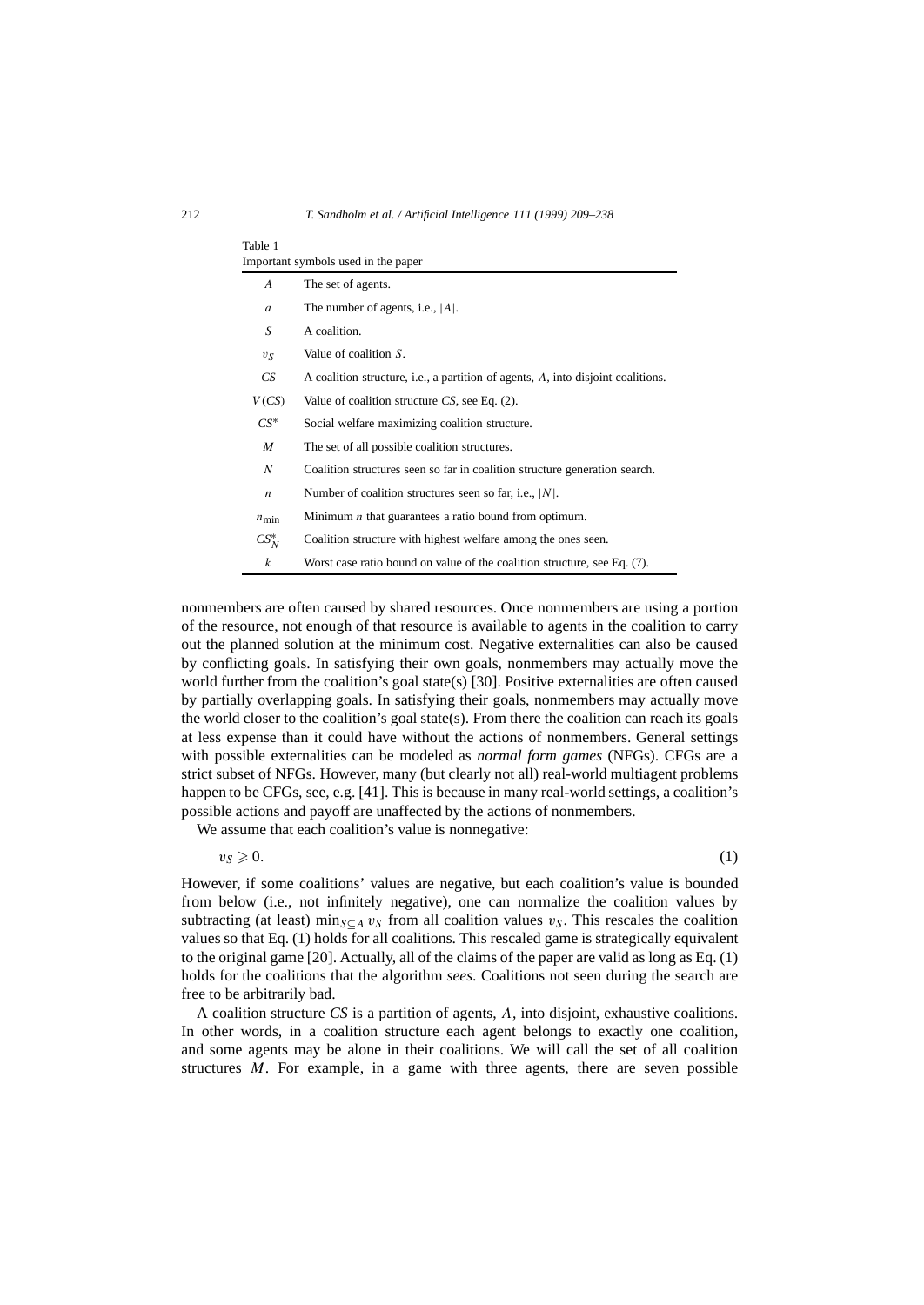Table 1
Important symbols used in the paper

| Symbol | Meaning |
|---|---|
| $A$ | The set of agents. |
| $a$ | The number of agents, i.e., $\|A\|$. |
| $S$ | A coalition. |
| $v_S$ | Value of coalition $S$. |
| $CS$ | A coalition structure, i.e., a partition of agents, $A$, into disjoint coalitions. |
| $V(CS)$ | Value of coalition structure $CS$, see Eq. (2). |
| $CS^*$ | Social welfare maximizing coalition structure. |
| $M$ | The set of all possible coalition structures. |
| $N$ | Coalition structures seen so far in coalition structure generation search. |
| $n$ | Number of coalition structures seen so far, i.e., $\|N\|$. |
| $n_{\min}$ | Minimum $n$ that guarantees a ratio bound from optimum. |
| $CS_N^*$ | Coalition structure with highest welfare among the ones seen. |
| $k$ | Worst case ratio bound on value of the coalition structure, see Eq. (7). |

nonmembers are often caused by shared resources. Once nonmembers are using a portion of the resource, not enough of that resource is available to agents in the coalition to carry out the planned solution at the minimum cost. Negative externalities can also be caused by conflicting goals. In satisfying their own goals, nonmembers may actually move the world further from the coalition's goal state(s) [30]. Positive externalities are often caused by partially overlapping goals. In satisfying their goals, nonmembers may actually move the world closer to the coalition's goal state(s). From there the coalition can reach its goals at less expense than it could have without the actions of nonmembers. General settings with possible externalities can be modeled as *normal form games* (NFGs). CFGs are a strict subset of NFGs. However, many (but clearly not all) real-world multiagent problems happen to be CFGs, see, e.g. [41]. This is because in many real-world settings, a coalition's possible actions and payoff are unaffected by the actions of nonmembers.

We assume that each coalition's value is nonnegative:

$$v_S \geqslant 0. \tag{1}$$

However, if some coalitions' values are negative, but each coalition's value is bounded from below (i.e., not infinitely negative), one can normalize the coalition values by subtracting (at least) $\min_{S \subseteq A} v_S$ from all coalition values $v_S$. This rescales the coalition values so that Eq. (1) holds for all coalitions. This rescaled game is strategically equivalent to the original game [20]. Actually, all of the claims of the paper are valid as long as Eq. (1) holds for the coalitions that the algorithm *sees*. Coalitions not seen during the search are free to be arbitrarily bad.

A coalition structure $CS$ is a partition of agents, $A$, into disjoint, exhaustive coalitions. In other words, in a coalition structure each agent belongs to exactly one coalition, and some agents may be alone in their coalitions. We will call the set of all coalition structures $M$. For example, in a game with three agents, there are seven possible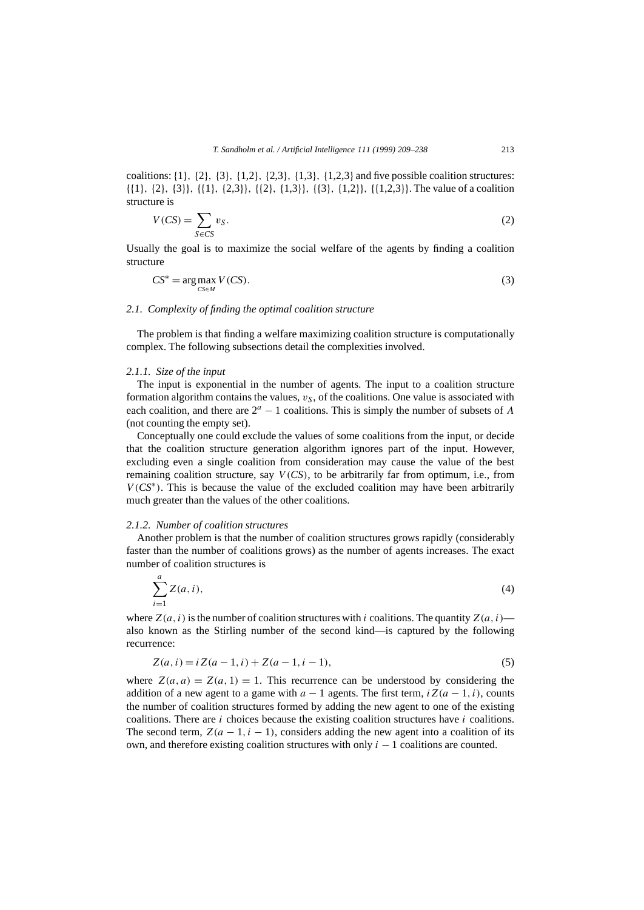coalitions: {1}, {2}, {3}, {1,2}, {2,3}, {1,3}, {1,2,3} and five possible coalition structures: {{1}, {2}, {3}}, {{1}, {2,3}}, {{2}, {1,3}}, {{3}, {1,2}}, {{1,2,3}}. The value of a coalition structure is

$$V(CS) = \sum_{S \in CS} v_S. \tag{2}$$

Usually the goal is to maximize the social welfare of the agents by finding a coalition structure

$$CS^* = \arg\max_{CS \in M} V(CS). \tag{3}$$

### 2.1. Complexity of finding the optimal coalition structure

The problem is that finding a welfare maximizing coalition structure is computationally complex. The following subsections detail the complexities involved.

#### 2.1.1. Size of the input

The input is exponential in the number of agents. The input to a coalition structure formation algorithm contains the values, $v_S$, of the coalitions. One value is associated with each coalition, and there are $2^a - 1$ coalitions. This is simply the number of subsets of $A$ (not counting the empty set).

Conceptually one could exclude the values of some coalitions from the input, or decide that the coalition structure generation algorithm ignores part of the input. However, excluding even a single coalition from consideration may cause the value of the best remaining coalition structure, say $V(CS)$, to be arbitrarily far from optimum, i.e., from $V(CS^*)$. This is because the value of the excluded coalition may have been arbitrarily much greater than the values of the other coalitions.

#### 2.1.2. Number of coalition structures

Another problem is that the number of coalition structures grows rapidly (considerably faster than the number of coalitions grows) as the number of agents increases. The exact number of coalition structures is

$$\sum_{i=1}^{a} Z(a,i), \tag{4}$$

where $Z(a,i)$ is the number of coalition structures with $i$ coalitions. The quantity $Z(a,i)$—also known as the Stirling number of the second kind—is captured by the following recurrence:

$$Z(a,i) = iZ(a-1,i) + Z(a-1,i-1), \tag{5}$$

where $Z(a,a) = Z(a,1) = 1$. This recurrence can be understood by considering the addition of a new agent to a game with $a-1$ agents. The first term, $iZ(a-1,i)$, counts the number of coalition structures formed by adding the new agent to one of the existing coalitions. There are $i$ choices because the existing coalition structures have $i$ coalitions. The second term, $Z(a-1,i-1)$, considers adding the new agent into a coalition of its own, and therefore existing coalition structures with only $i-1$ coalitions are counted.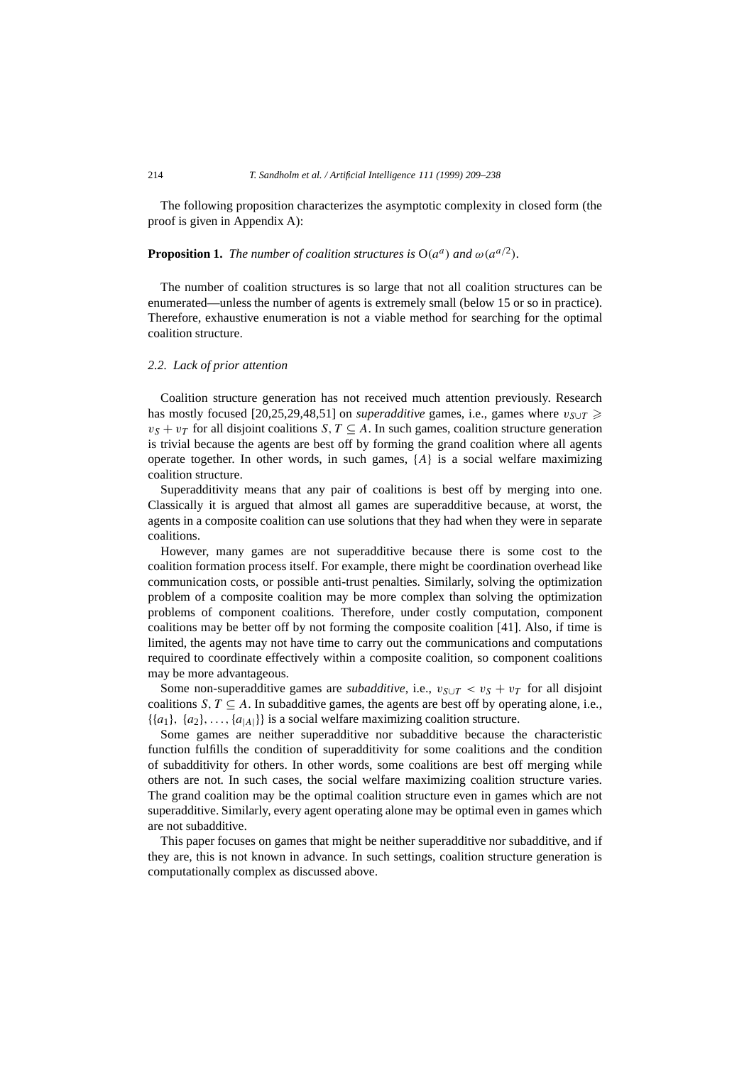The following proposition characterizes the asymptotic complexity in closed form (the proof is given in Appendix A):

**Proposition 1.** *The number of coalition structures is* $O(a^a)$ *and* $\omega(a^{a/2})$.

The number of coalition structures is so large that not all coalition structures can be enumerated—unless the number of agents is extremely small (below 15 or so in practice). Therefore, exhaustive enumeration is not a viable method for searching for the optimal coalition structure.

### *2.2. Lack of prior attention*

Coalition structure generation has not received much attention previously. Research has mostly focused [20,25,29,48,51] on *superadditive* games, i.e., games where $v_{S \cup T} \geqslant v_S + v_T$ for all disjoint coalitions $S, T \subseteq A$. In such games, coalition structure generation is trivial because the agents are best off by forming the grand coalition where all agents operate together. In other words, in such games, $\{A\}$ is a social welfare maximizing coalition structure.

Superadditivity means that any pair of coalitions is best off by merging into one. Classically it is argued that almost all games are superadditive because, at worst, the agents in a composite coalition can use solutions that they had when they were in separate coalitions.

However, many games are not superadditive because there is some cost to the coalition formation process itself. For example, there might be coordination overhead like communication costs, or possible anti-trust penalties. Similarly, solving the optimization problem of a composite coalition may be more complex than solving the optimization problems of component coalitions. Therefore, under costly computation, component coalitions may be better off by not forming the composite coalition [41]. Also, if time is limited, the agents may not have time to carry out the communications and computations required to coordinate effectively within a composite coalition, so component coalitions may be more advantageous.

Some non-superadditive games are *subadditive*, i.e., $v_{S \cup T} < v_S + v_T$ for all disjoint coalitions $S, T \subseteq A$. In subadditive games, the agents are best off by operating alone, i.e., $\{\{a_1\}, \{a_2\}, \ldots, \{a_{|A|}\}\}$ is a social welfare maximizing coalition structure.

Some games are neither superadditive nor subadditive because the characteristic function fulfills the condition of superadditivity for some coalitions and the condition of subadditivity for others. In other words, some coalitions are best off merging while others are not. In such cases, the social welfare maximizing coalition structure varies. The grand coalition may be the optimal coalition structure even in games which are not superadditive. Similarly, every agent operating alone may be optimal even in games which are not subadditive.

This paper focuses on games that might be neither superadditive nor subadditive, and if they are, this is not known in advance. In such settings, coalition structure generation is computationally complex as discussed above.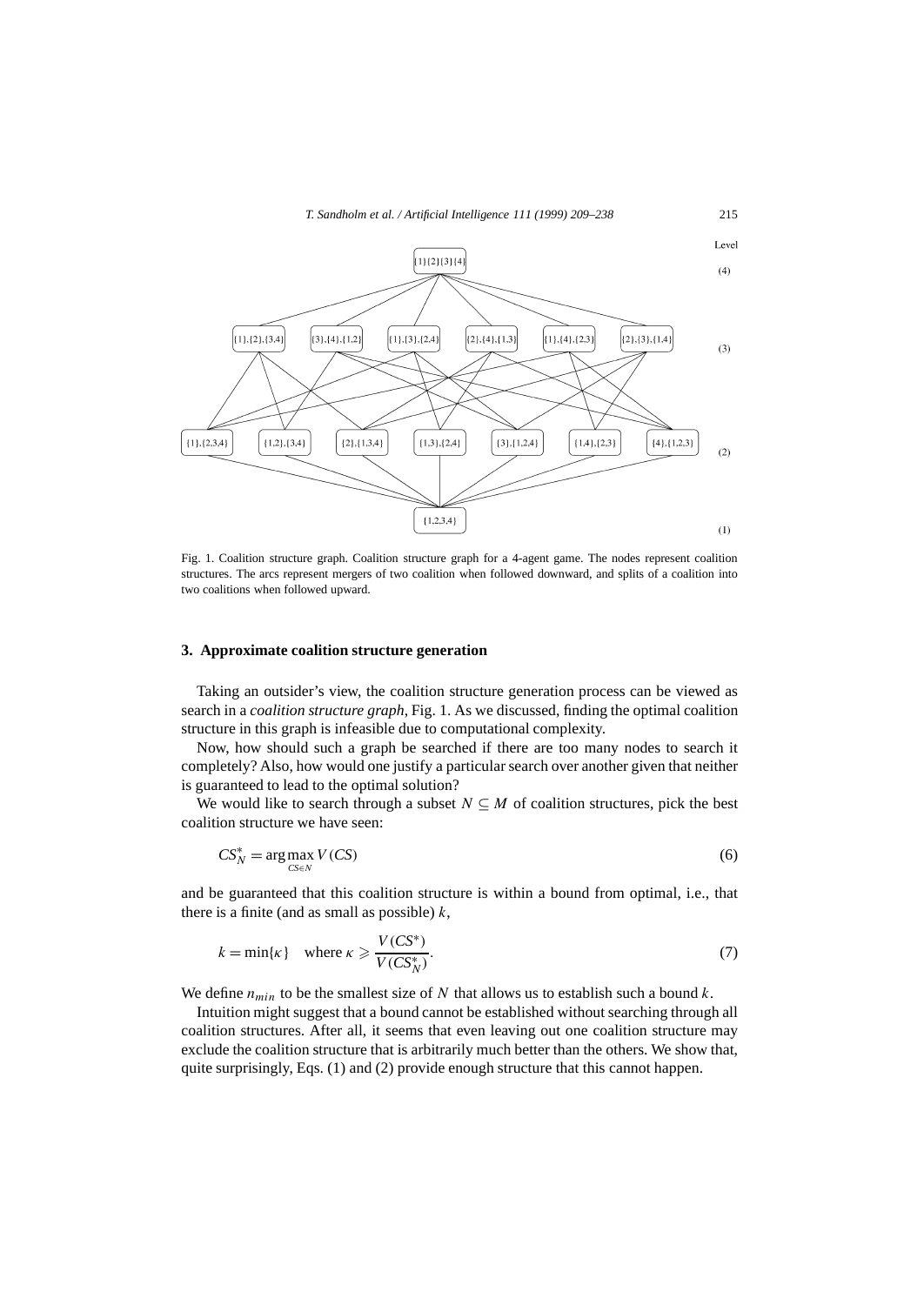Fig. 1. Coalition structure graph. Coalition structure graph for a 4-agent game. The nodes represent coalition structures. The arcs represent mergers of two coalition when followed downward, and splits of a coalition into two coalitions when followed upward.

## 3. Approximate coalition structure generation

Taking an outsider's view, the coalition structure generation process can be viewed as search in a *coalition structure graph*, Fig. 1. As we discussed, finding the optimal coalition structure in this graph is infeasible due to computational complexity.

Now, how should such a graph be searched if there are too many nodes to search it completely? Also, how would one justify a particular search over another given that neither is guaranteed to lead to the optimal solution?

We would like to search through a subset $N \subseteq M$ of coalition structures, pick the best coalition structure we have seen:

$$CS_N^* = \arg\max_{CS \in N} V(CS) \tag{6}$$

and be guaranteed that this coalition structure is within a bound from optimal, i.e., that there is a finite (and as small as possible) $k$,

$$k = \min\{\kappa\} \quad \text{where } \kappa \geqslant \frac{V(CS^*)}{V(CS_N^*)}. \tag{7}$$

We define $n_{min}$ to be the smallest size of $N$ that allows us to establish such a bound $k$.

Intuition might suggest that a bound cannot be established without searching through all coalition structures. After all, it seems that even leaving out one coalition structure may exclude the coalition structure that is arbitrarily much better than the others. We show that, quite surprisingly, Eqs. (1) and (2) provide enough structure that this cannot happen.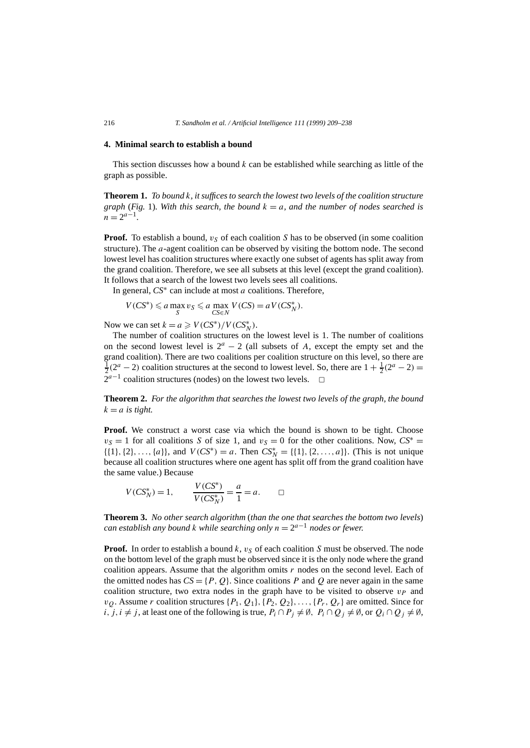## 4. Minimal search to establish a bound

This section discusses how a bound $k$ can be established while searching as little of the graph as possible.

**Theorem 1.** *To bound $k$, it suffices to search the lowest two levels of the coalition structure graph* (*Fig.* 1)*. With this search, the bound $k = a$, and the number of nodes searched is $n = 2^{a-1}$.*

**Proof.** To establish a bound, $v_S$ of each coalition $S$ has to be observed (in some coalition structure). The $a$-agent coalition can be observed by visiting the bottom node. The second lowest level has coalition structures where exactly one subset of agents has split away from the grand coalition. Therefore, we see all subsets at this level (except the grand coalition). It follows that a search of the lowest two levels sees all coalitions.

In general, $CS^*$ can include at most $a$ coalitions. Therefore,

$$V(CS^*) \leqslant a \max_S v_S \leqslant a \max_{CS \in N} V(CS) = a V(CS_N^*).$$

Now we can set $k = a \geqslant V(CS^*)/V(CS_N^*)$.

The number of coalition structures on the lowest level is 1. The number of coalitions on the second lowest level is $2^a - 2$ (all subsets of $A$, except the empty set and the grand coalition). There are two coalitions per coalition structure on this level, so there are $\frac{1}{2}(2^a - 2)$ coalition structures at the second to lowest level. So, there are $1 + \frac{1}{2}(2^a - 2) = 2^{a-1}$ coalition structures (nodes) on the lowest two levels. $\square$

**Theorem 2.** *For the algorithm that searches the lowest two levels of the graph, the bound $k = a$ is tight.*

**Proof.** We construct a worst case via which the bound is shown to be tight. Choose $v_S = 1$ for all coalitions $S$ of size 1, and $v_S = 0$ for the other coalitions. Now, $CS^* = \{\{1\}, \{2\}, \dots, \{a\}\}$, and $V(CS^*) = a$. Then $CS_N^* = \{\{1\}, \{2, \dots, a\}\}$. (This is not unique because all coalition structures where one agent has split off from the grand coalition have the same value.) Because

$$V(CS_N^*) = 1, \qquad \frac{V(CS^*)}{V(CS_N^*)} = \frac{a}{1} = a. \qquad \square$$

**Theorem 3.** *No other search algorithm* (*than the one that searches the bottom two levels*) *can establish any bound $k$ while searching only $n = 2^{a-1}$ nodes or fewer.*

**Proof.** In order to establish a bound $k$, $v_S$ of each coalition $S$ must be observed. The node on the bottom level of the graph must be observed since it is the only node where the grand coalition appears. Assume that the algorithm omits $r$ nodes on the second level. Each of the omitted nodes has $CS = \{P, Q\}$. Since coalitions $P$ and $Q$ are never again in the same coalition structure, two extra nodes in the graph have to be visited to observe $v_P$ and $v_Q$. Assume $r$ coalition structures $\{P_1, Q_1\}, \{P_2, Q_2\}, \dots, \{P_r, Q_r\}$ are omitted. Since for $i, j, i \neq j$, at least one of the following is true, $P_i \cap P_j \neq \emptyset$, $P_i \cap Q_j \neq \emptyset$, or $Q_i \cap Q_j \neq \emptyset$,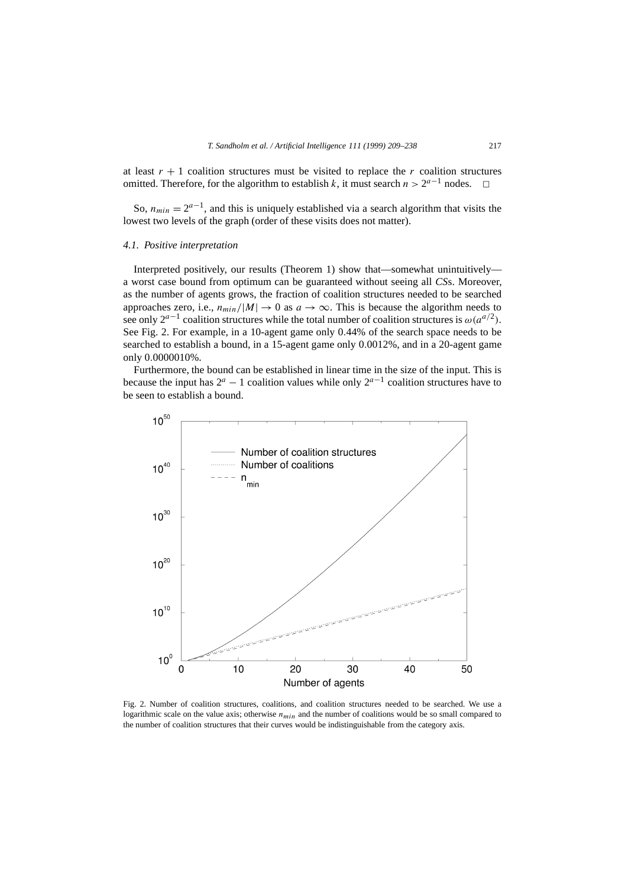at least $r + 1$ coalition structures must be visited to replace the $r$ coalition structures omitted. Therefore, for the algorithm to establish $k$, it must search $n > 2^{a-1}$ nodes. □

So, $n_{min} = 2^{a-1}$, and this is uniquely established via a search algorithm that visits the lowest two levels of the graph (order of these visits does not matter).

### 4.1. Positive interpretation

Interpreted positively, our results (Theorem 1) show that—somewhat unintuitively—a worst case bound from optimum can be guaranteed without seeing all *CS*s. Moreover, as the number of agents grows, the fraction of coalition structures needed to be searched approaches zero, i.e., $n_{min}/|M| \to 0$ as $a \to \infty$. This is because the algorithm needs to see only $2^{a-1}$ coalition structures while the total number of coalition structures is $\omega(a^{a/2})$. See Fig. 2. For example, in a 10-agent game only 0.44% of the search space needs to be searched to establish a bound, in a 15-agent game only 0.0012%, and in a 20-agent game only 0.0000010%.

Furthermore, the bound can be established in linear time in the size of the input. This is because the input has $2^a - 1$ coalition values while only $2^{a-1}$ coalition structures have to be seen to establish a bound.

Fig. 2. Number of coalition structures, coalitions, and coalition structures needed to be searched. We use a logarithmic scale on the value axis; otherwise $n_{min}$ and the number of coalitions would be so small compared to the number of coalition structures that their curves would be indistinguishable from the category axis.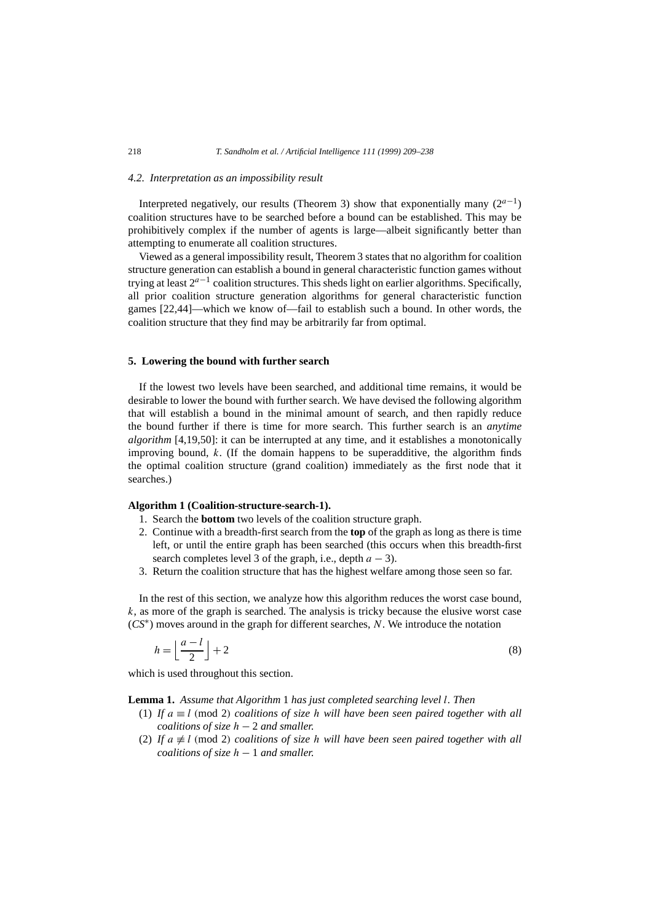### 4.2. Interpretation as an impossibility result

Interpreted negatively, our results (Theorem 3) show that exponentially many ($2^{a-1}$) coalition structures have to be searched before a bound can be established. This may be prohibitively complex if the number of agents is large—albeit significantly better than attempting to enumerate all coalition structures.

Viewed as a general impossibility result, Theorem 3 states that no algorithm for coalition structure generation can establish a bound in general characteristic function games without trying at least $2^{a-1}$ coalition structures. This sheds light on earlier algorithms. Specifically, all prior coalition structure generation algorithms for general characteristic function games [22,44]—which we know of—fail to establish such a bound. In other words, the coalition structure that they find may be arbitrarily far from optimal.

## 5. Lowering the bound with further search

If the lowest two levels have been searched, and additional time remains, it would be desirable to lower the bound with further search. We have devised the following algorithm that will establish a bound in the minimal amount of search, and then rapidly reduce the bound further if there is time for more search. This further search is an *anytime algorithm* [4,19,50]: it can be interrupted at any time, and it establishes a monotonically improving bound, $k$. (If the domain happens to be superadditive, the algorithm finds the optimal coalition structure (grand coalition) immediately as the first node that it searches.)

**Algorithm 1 (Coalition-structure-search-1).**

1. Search the **bottom** two levels of the coalition structure graph.
2. Continue with a breadth-first search from the **top** of the graph as long as there is time left, or until the entire graph has been searched (this occurs when this breadth-first search completes level 3 of the graph, i.e., depth $a-3$).
3. Return the coalition structure that has the highest welfare among those seen so far.

In the rest of this section, we analyze how this algorithm reduces the worst case bound, $k$, as more of the graph is searched. The analysis is tricky because the elusive worst case ($CS^*$) moves around in the graph for different searches, $N$. We introduce the notation

$$h = \left\lfloor \frac{a-l}{2} \right\rfloor + 2 \tag{8}$$

which is used throughout this section.

**Lemma 1.** *Assume that Algorithm* 1 *has just completed searching level $l$. Then*

(1) *If $a \equiv l \pmod 2$ coalitions of size $h$ will have been seen paired together with all coalitions of size $h-2$ and smaller.*

(2) *If $a \not\equiv l \pmod 2$ coalitions of size $h$ will have been seen paired together with all coalitions of size $h-1$ and smaller.*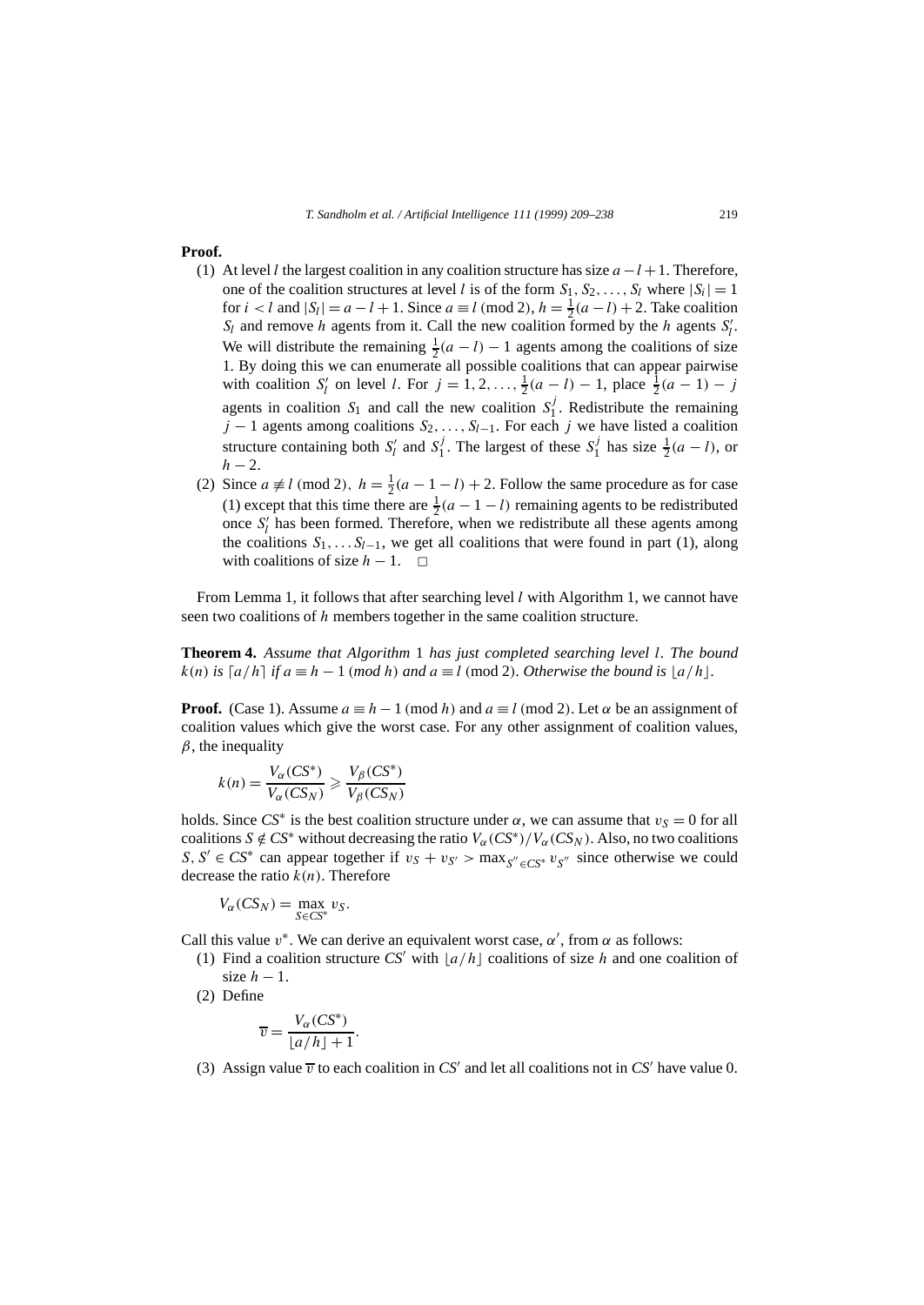**Proof.**

(1) At level $l$ the largest coalition in any coalition structure has size $a-l+1$. Therefore, one of the coalition structures at level $l$ is of the form $S_1, S_2, \ldots, S_l$ where $|S_i| = 1$ for $i < l$ and $|S_l| = a - l + 1$. Since $a \equiv l \pmod 2$, $h = \frac{1}{2}(a-l)+2$. Take coalition $S_l$ and remove $h$ agents from it. Call the new coalition formed by the $h$ agents $S_l'$. We will distribute the remaining $\frac{1}{2}(a-l)-1$ agents among the coalitions of size 1. By doing this we can enumerate all possible coalitions that can appear pairwise with coalition $S_l'$ on level $l$. For $j = 1, 2, \ldots, \frac{1}{2}(a-l)-1$, place $\frac{1}{2}(a-1)-j$ agents in coalition $S_1$ and call the new coalition $S_1^j$. Redistribute the remaining $j-1$ agents among coalitions $S_2, \ldots, S_{l-1}$. For each $j$ we have listed a coalition structure containing both $S_l'$ and $S_1^j$. The largest of these $S_1^j$ has size $\frac{1}{2}(a-l)$, or $h-2$.

(2) Since $a \not\equiv l \pmod 2$, $h = \frac{1}{2}(a-1-l)+2$. Follow the same procedure as for case (1) except that this time there are $\frac{1}{2}(a-1-l)$ remaining agents to be redistributed once $S_l'$ has been formed. Therefore, when we redistribute all these agents among the coalitions $S_1, \ldots S_{l-1}$, we get all coalitions that were found in part (1), along with coalitions of size $h-1$. □

From Lemma 1, it follows that after searching level $l$ with Algorithm 1, we cannot have seen two coalitions of $h$ members together in the same coalition structure.

**Theorem 4.** *Assume that Algorithm* 1 *has just completed searching level* $l$. *The bound* $k(n)$ *is* $\lceil a/h \rceil$ *if* $a \equiv h-1 \pmod h$ *and* $a \equiv l \pmod 2$. *Otherwise the bound is* $\lfloor a/h \rfloor$.

**Proof.** (Case 1). Assume $a \equiv h-1 \pmod h$ and $a \equiv l \pmod 2$. Let $\alpha$ be an assignment of coalition values which give the worst case. For any other assignment of coalition values, $\beta$, the inequality

$$k(n) = \frac{V_\alpha(CS^*)}{V_\alpha(CS_N)} \geqslant \frac{V_\beta(CS^*)}{V_\beta(CS_N)}$$

holds. Since $CS^*$ is the best coalition structure under $\alpha$, we can assume that $v_S = 0$ for all coalitions $S \notin CS^*$ without decreasing the ratio $V_\alpha(CS^*)/V_\alpha(CS_N)$. Also, no two coalitions $S, S' \in CS^*$ can appear together if $v_S + v_{S'} > \max_{S'' \in CS^*} v_{S''}$ since otherwise we could decrease the ratio $k(n)$. Therefore

$$V_\alpha(CS_N) = \max_{S \in CS^*} v_S.$$

Call this value $v^*$. We can derive an equivalent worst case, $\alpha'$, from $\alpha$ as follows:

(1) Find a coalition structure $CS'$ with $\lfloor a/h \rfloor$ coalitions of size $h$ and one coalition of size $h-1$.

(2) Define

$$\overline{v} = \frac{V_\alpha(CS^*)}{\lfloor a/h \rfloor + 1}.$$

(3) Assign value $\overline{v}$ to each coalition in $CS'$ and let all coalitions not in $CS'$ have value 0.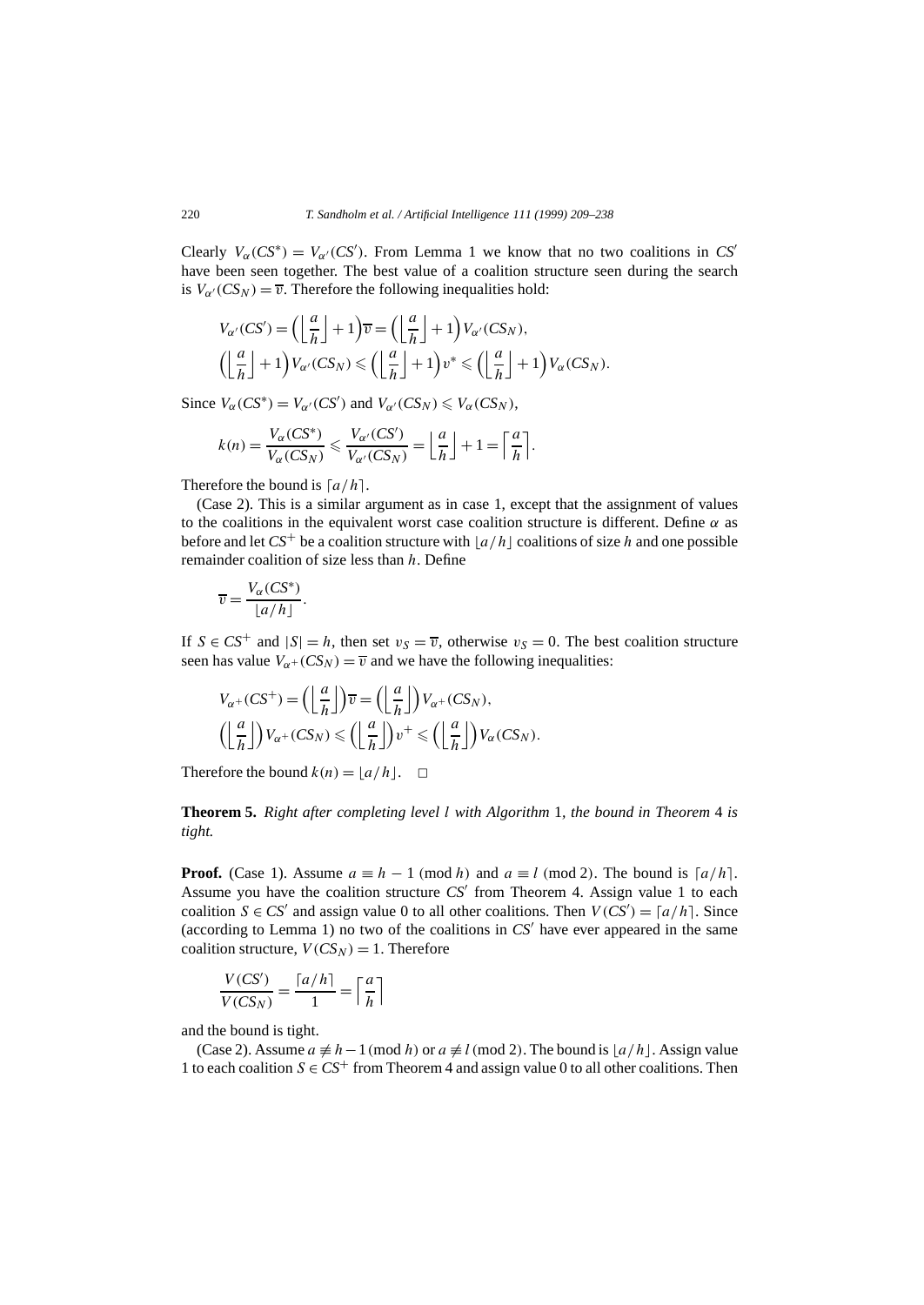Clearly $V_\alpha(CS^*) = V_{\alpha'}(CS')$. From Lemma 1 we know that no two coalitions in $CS'$ have been seen together. The best value of a coalition structure seen during the search is $V_{\alpha'}(CS_N) = \overline{v}$. Therefore the following inequalities hold:

$$V_{\alpha'}(CS') = \left(\left\lfloor \frac{a}{h} \right\rfloor + 1\right)\overline{v} = \left(\left\lfloor \frac{a}{h} \right\rfloor + 1\right) V_{\alpha'}(CS_N),$$

$$\left(\left\lfloor \frac{a}{h} \right\rfloor + 1\right) V_{\alpha'}(CS_N) \leqslant \left(\left\lfloor \frac{a}{h} \right\rfloor + 1\right) v^* \leqslant \left(\left\lfloor \frac{a}{h} \right\rfloor + 1\right) V_\alpha(CS_N).$$

Since $V_\alpha(CS^*) = V_{\alpha'}(CS')$ and $V_{\alpha'}(CS_N) \leqslant V_\alpha(CS_N)$,

$$k(n) = \frac{V_\alpha(CS^*)}{V_\alpha(CS_N)} \leqslant \frac{V_{\alpha'}(CS')}{V_{\alpha'}(CS_N)} = \left\lfloor \frac{a}{h} \right\rfloor + 1 = \left\lceil \frac{a}{h} \right\rceil.$$

Therefore the bound is $\lceil a/h \rceil$.

(Case 2). This is a similar argument as in case 1, except that the assignment of values to the coalitions in the equivalent worst case coalition structure is different. Define $\alpha$ as before and let $CS^+$ be a coalition structure with $\lfloor a/h \rfloor$ coalitions of size $h$ and one possible remainder coalition of size less than $h$. Define

$$\overline{v} = \frac{V_\alpha(CS^*)}{\lfloor a/h \rfloor}.$$

If $S \in CS^+$ and $|S| = h$, then set $v_S = \overline{v}$, otherwise $v_S = 0$. The best coalition structure seen has value $V_{\alpha^+}(CS_N) = \overline{v}$ and we have the following inequalities:

$$V_{\alpha^+}(CS^+) = \left(\left\lfloor \frac{a}{h} \right\rfloor\right)\overline{v} = \left(\left\lfloor \frac{a}{h} \right\rfloor\right) V_{\alpha^+}(CS_N),$$

$$\left(\left\lfloor \frac{a}{h} \right\rfloor\right) V_{\alpha^+}(CS_N) \leqslant \left(\left\lfloor \frac{a}{h} \right\rfloor\right) v^+ \leqslant \left(\left\lfloor \frac{a}{h} \right\rfloor\right) V_\alpha(CS_N).$$

Therefore the bound $k(n) = \lfloor a/h \rfloor$. $\square$

**Theorem 5.** *Right after completing level $l$ with Algorithm 1, the bound in Theorem 4 is tight.*

**Proof.** (Case 1). Assume $a \equiv h - 1 \pmod h$ and $a \equiv l \pmod 2$. The bound is $\lceil a/h \rceil$. Assume you have the coalition structure $CS'$ from Theorem 4. Assign value 1 to each coalition $S \in CS'$ and assign value 0 to all other coalitions. Then $V(CS') = \lceil a/h \rceil$. Since (according to Lemma 1) no two of the coalitions in $CS'$ have ever appeared in the same coalition structure, $V(CS_N) = 1$. Therefore

$$\frac{V(CS')}{V(CS_N)} = \frac{\lceil a/h \rceil}{1} = \left\lceil \frac{a}{h} \right\rceil$$

and the bound is tight.

(Case 2). Assume $a \not\equiv h - 1 \pmod h$ or $a \not\equiv l \pmod 2$. The bound is $\lfloor a/h \rfloor$. Assign value 1 to each coalition $S \in CS^+$ from Theorem 4 and assign value 0 to all other coalitions. Then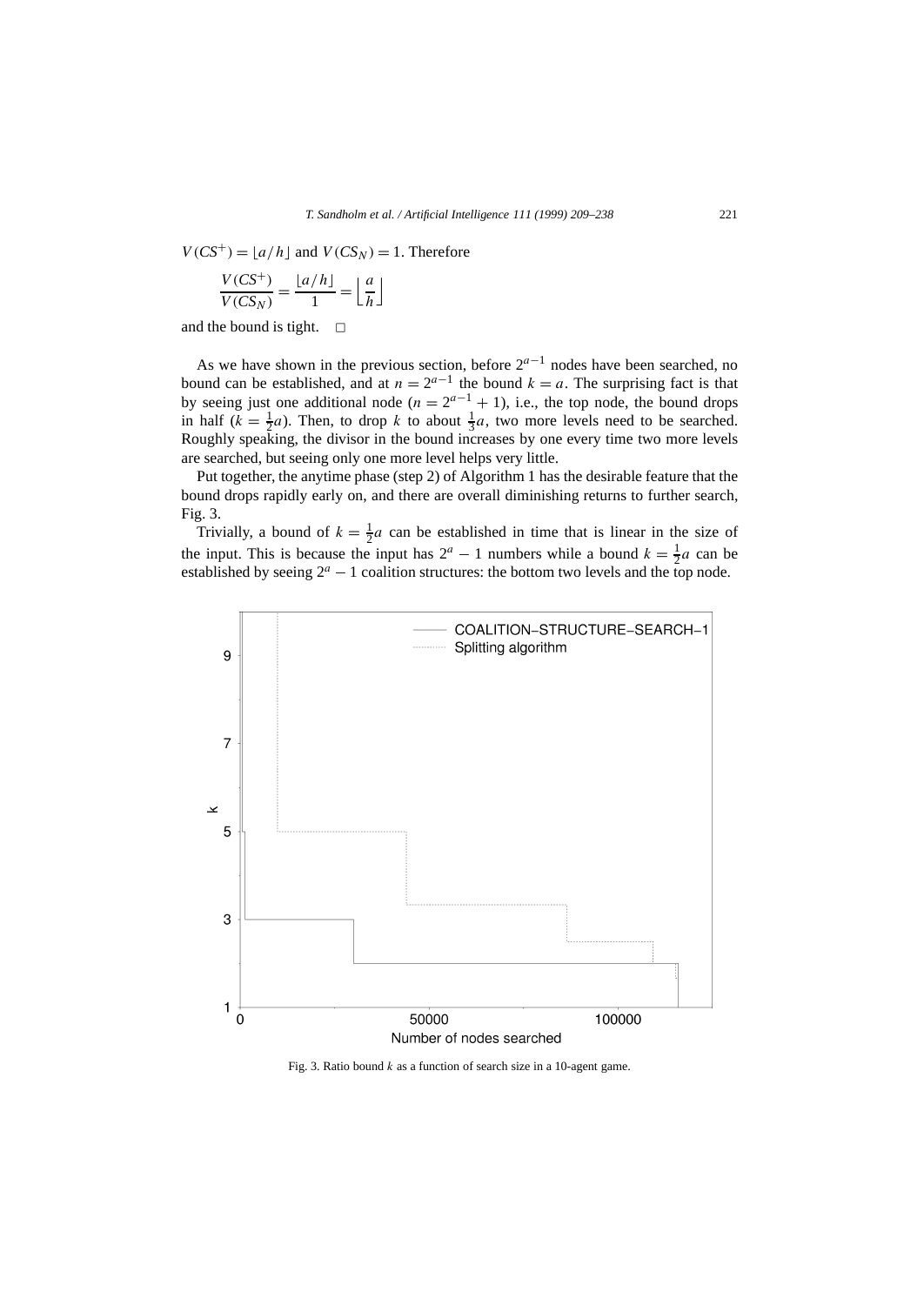$V(CS^+) = \lfloor a/h \rfloor$ and $V(CS_N) = 1$. Therefore

$$\frac{V(CS^+)}{V(CS_N)} = \frac{\lfloor a/h \rfloor}{1} = \left\lfloor \frac{a}{h} \right\rfloor$$

and the bound is tight. □

As we have shown in the previous section, before $2^{a-1}$ nodes have been searched, no bound can be established, and at $n = 2^{a-1}$ the bound $k = a$. The surprising fact is that by seeing just one additional node ($n = 2^{a-1} + 1$), i.e., the top node, the bound drops in half ($k = \frac{1}{2}a$). Then, to drop $k$ to about $\frac{1}{3}a$, two more levels need to be searched. Roughly speaking, the divisor in the bound increases by one every time two more levels are searched, but seeing only one more level helps very little.

Put together, the anytime phase (step 2) of Algorithm 1 has the desirable feature that the bound drops rapidly early on, and there are overall diminishing returns to further search, Fig. 3.

Trivially, a bound of $k = \frac{1}{2}a$ can be established in time that is linear in the size of the input. This is because the input has $2^a - 1$ numbers while a bound $k = \frac{1}{2}a$ can be established by seeing $2^a - 1$ coalition structures: the bottom two levels and the top node.

Fig. 3. Ratio bound $k$ as a function of search size in a 10-agent game.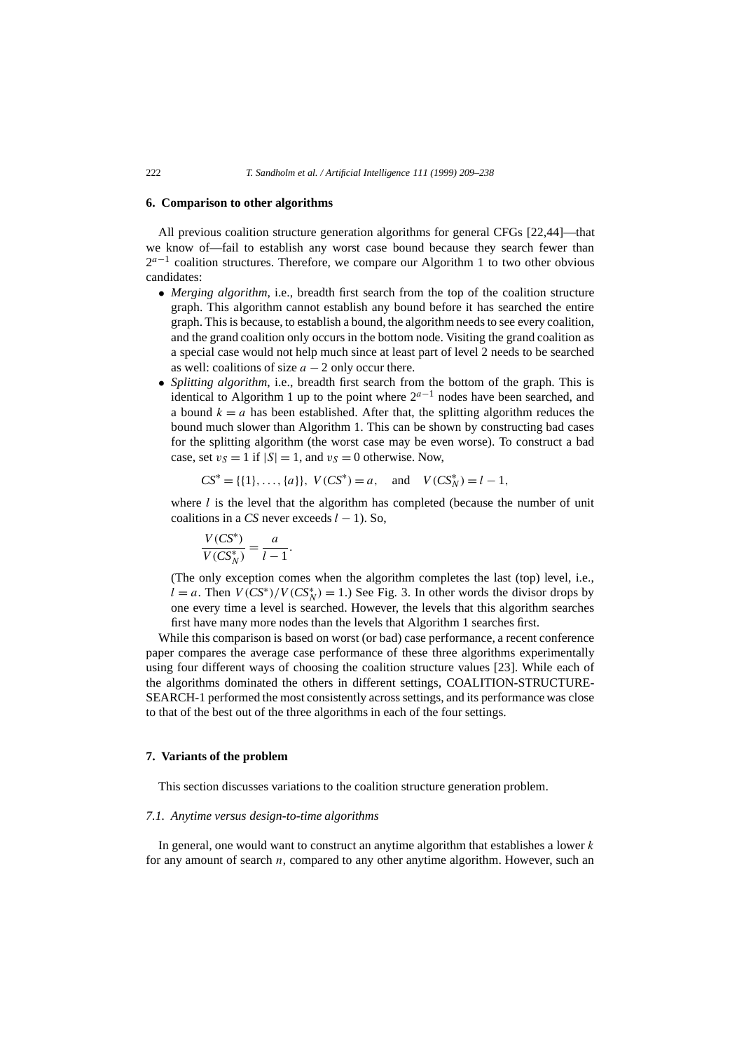## 6. Comparison to other algorithms

All previous coalition structure generation algorithms for general CFGs [22,44]—that we know of—fail to establish any worst case bound because they search fewer than $2^{a-1}$ coalition structures. Therefore, we compare our Algorithm 1 to two other obvious candidates:

- *Merging algorithm*, i.e., breadth first search from the top of the coalition structure graph. This algorithm cannot establish any bound before it has searched the entire graph. This is because, to establish a bound, the algorithm needs to see every coalition, and the grand coalition only occurs in the bottom node. Visiting the grand coalition as a special case would not help much since at least part of level 2 needs to be searched as well: coalitions of size $a-2$ only occur there.
- *Splitting algorithm*, i.e., breadth first search from the bottom of the graph. This is identical to Algorithm 1 up to the point where $2^{a-1}$ nodes have been searched, and a bound $k = a$ has been established. After that, the splitting algorithm reduces the bound much slower than Algorithm 1. This can be shown by constructing bad cases for the splitting algorithm (the worst case may be even worse). To construct a bad case, set $v_S = 1$ if $|S| = 1$, and $v_S = 0$ otherwise. Now,

  $$CS^* = \{\{1\}, \ldots, \{a\}\},\ V(CS^*) = a, \quad \text{and} \quad V(CS_N^*) = l - 1,$$

  where $l$ is the level that the algorithm has completed (because the number of unit coalitions in a *CS* never exceeds $l-1$). So,

  $$\frac{V(CS^*)}{V(CS_N^*)} = \frac{a}{l-1}.$$

  (The only exception comes when the algorithm completes the last (top) level, i.e., $l = a$. Then $V(CS^*)/V(CS_N^*) = 1$.) See Fig. 3. In other words the divisor drops by one every time a level is searched. However, the levels that this algorithm searches first have many more nodes than the levels that Algorithm 1 searches first.

While this comparison is based on worst (or bad) case performance, a recent conference paper compares the average case performance of these three algorithms experimentally using four different ways of choosing the coalition structure values [23]. While each of the algorithms dominated the others in different settings, COALITION-STRUCTURE-SEARCH-1 performed the most consistently across settings, and its performance was close to that of the best out of the three algorithms in each of the four settings.

## 7. Variants of the problem

This section discusses variations to the coalition structure generation problem.

### 7.1. Anytime versus design-to-time algorithms

In general, one would want to construct an anytime algorithm that establishes a lower $k$ for any amount of search $n$, compared to any other anytime algorithm. However, such an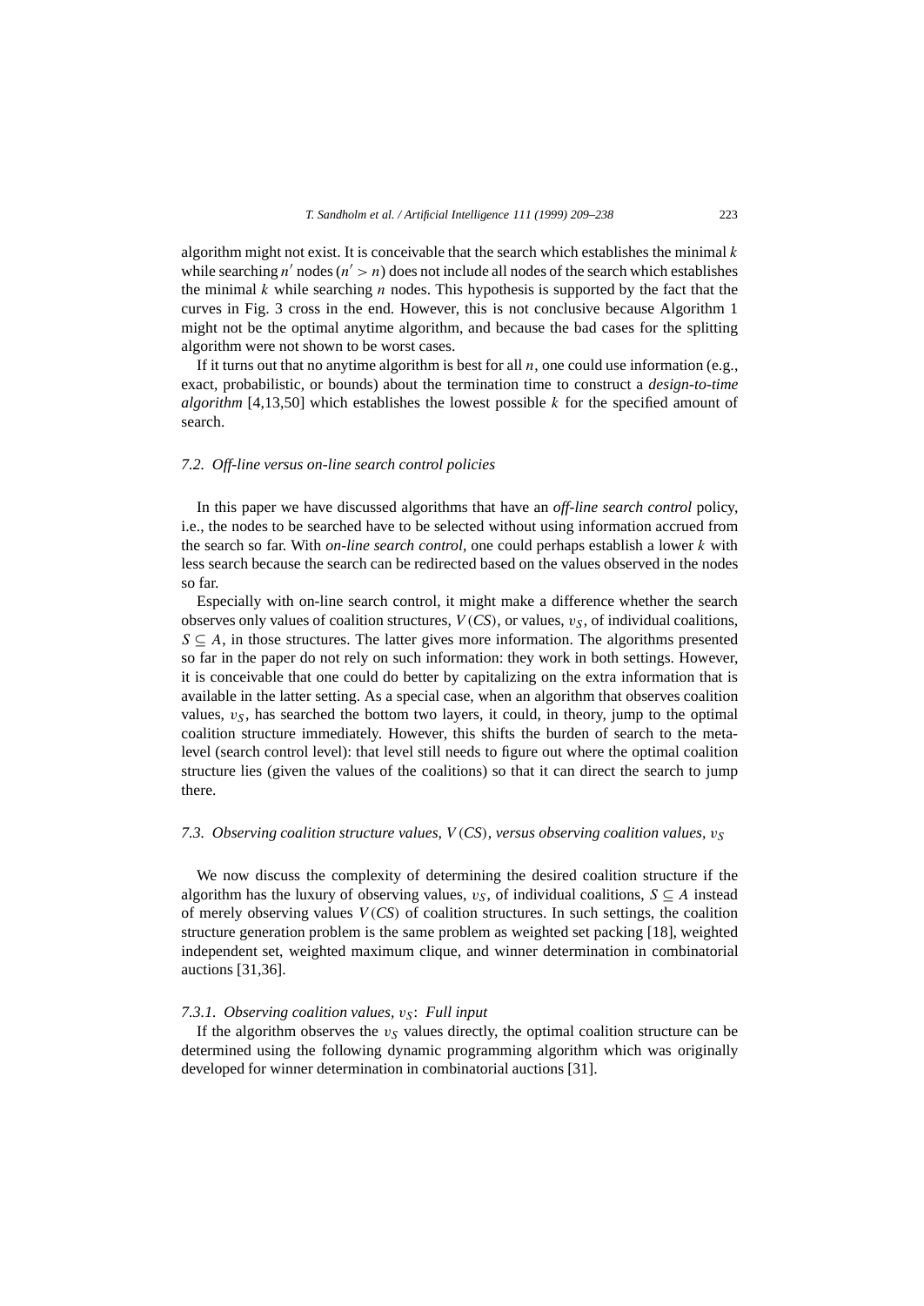algorithm might not exist. It is conceivable that the search which establishes the minimal $k$ while searching $n'$ nodes ($n' > n$) does not include all nodes of the search which establishes the minimal $k$ while searching $n$ nodes. This hypothesis is supported by the fact that the curves in Fig. 3 cross in the end. However, this is not conclusive because Algorithm 1 might not be the optimal anytime algorithm, and because the bad cases for the splitting algorithm were not shown to be worst cases.

If it turns out that no anytime algorithm is best for all $n$, one could use information (e.g., exact, probabilistic, or bounds) about the termination time to construct a *design-to-time algorithm* [4,13,50] which establishes the lowest possible $k$ for the specified amount of search.

### *7.2. Off-line versus on-line search control policies*

In this paper we have discussed algorithms that have an *off-line search control* policy, i.e., the nodes to be searched have to be selected without using information accrued from the search so far. With *on-line search control*, one could perhaps establish a lower $k$ with less search because the search can be redirected based on the values observed in the nodes so far.

Especially with on-line search control, it might make a difference whether the search observes only values of coalition structures, $V(CS)$, or values, $v_S$, of individual coalitions, $S \subseteq A$, in those structures. The latter gives more information. The algorithms presented so far in the paper do not rely on such information: they work in both settings. However, it is conceivable that one could do better by capitalizing on the extra information that is available in the latter setting. As a special case, when an algorithm that observes coalition values, $v_S$, has searched the bottom two layers, it could, in theory, jump to the optimal coalition structure immediately. However, this shifts the burden of search to the meta-level (search control level): that level still needs to figure out where the optimal coalition structure lies (given the values of the coalitions) so that it can direct the search to jump there.

### *7.3. Observing coalition structure values, $V(CS)$, versus observing coalition values, $v_S$*

We now discuss the complexity of determining the desired coalition structure if the algorithm has the luxury of observing values, $v_S$, of individual coalitions, $S \subseteq A$ instead of merely observing values $V(CS)$ of coalition structures. In such settings, the coalition structure generation problem is the same problem as weighted set packing [18], weighted independent set, weighted maximum clique, and winner determination in combinatorial auctions [31,36].

#### *7.3.1. Observing coalition values, $v_S$: Full input*

If the algorithm observes the $v_S$ values directly, the optimal coalition structure can be determined using the following dynamic programming algorithm which was originally developed for winner determination in combinatorial auctions [31].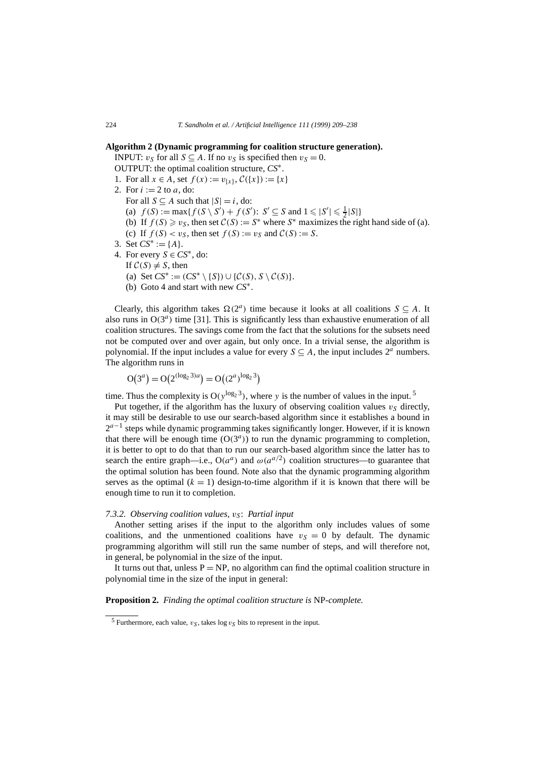**Algorithm 2 (Dynamic programming for coalition structure generation).**

INPUT: $v_S$ for all $S \subseteq A$. If no $v_S$ is specified then $v_S = 0$.

OUTPUT: the optimal coalition structure, $CS^*$.

1. For all $x \in A$, set $f(x) := v_{\{x\}}$, $\mathcal{C}(\{x\}) := \{x\}$
2. For $i := 2$ to $a$, do:
   For all $S \subseteq A$ such that $|S| = i$, do:
   (a) $f(S) := \max\{f(S \setminus S') + f(S')\colon\ S' \subseteq S \text{ and } 1 \leqslant |S'| \leqslant \frac{1}{2}|S|\}$
   (b) If $f(S) \geqslant v_S$, then set $\mathcal{C}(S) := S^*$ where $S^*$ maximizes the right hand side of (a).
   (c) If $f(S) < v_S$, then set $f(S) := v_S$ and $\mathcal{C}(S) := S$.
3. Set $CS^* := \{A\}$.
4. For every $S \in CS^*$, do:
   If $\mathcal{C}(S) \neq S$, then
   (a) Set $CS^* := (CS^* \setminus \{S\}) \cup \{\mathcal{C}(S), S \setminus \mathcal{C}(S)\}$.
   (b) Goto 4 and start with new $CS^*$.

Clearly, this algorithm takes $\Omega(2^a)$ time because it looks at all coalitions $S \subseteq A$. It also runs in $O(3^a)$ time [31]. This is significantly less than exhaustive enumeration of all coalition structures. The savings come from the fact that the solutions for the subsets need not be computed over and over again, but only once. In a trivial sense, the algorithm is polynomial. If the input includes a value for every $S \subseteq A$, the input includes $2^a$ numbers. The algorithm runs in

$$O(3^a) = O(2^{(\log_2 3)a}) = O((2^a)^{\log_2 3})$$

time. Thus the complexity is $O(y^{\log_2 3})$, where $y$ is the number of values in the input.[5]

Put together, if the algorithm has the luxury of observing coalition values $v_S$ directly, it may still be desirable to use our search-based algorithm since it establishes a bound in $2^{a-1}$ steps while dynamic programming takes significantly longer. However, if it is known that there will be enough time ($O(3^a)$) to run the dynamic programming to completion, it is better to opt to do that than to run our search-based algorithm since the latter has to search the entire graph—i.e., $O(a^a)$ and $\omega(a^{a/2})$ coalition structures—to guarantee that the optimal solution has been found. Note also that the dynamic programming algorithm serves as the optimal ($k = 1$) design-to-time algorithm if it is known that there will be enough time to run it to completion.

#### 7.3.2. *Observing coalition values, $v_S$: Partial input*

Another setting arises if the input to the algorithm only includes values of some coalitions, and the unmentioned coalitions have $v_S = 0$ by default. The dynamic programming algorithm will still run the same number of steps, and will therefore not, in general, be polynomial in the size of the input.

It turns out that, unless P = NP, no algorithm can find the optimal coalition structure in polynomial time in the size of the input in general:

**Proposition 2.** *Finding the optimal coalition structure is* NP*-complete.*

[5] Furthermore, each value, $v_S$, takes $\log v_S$ bits to represent in the input.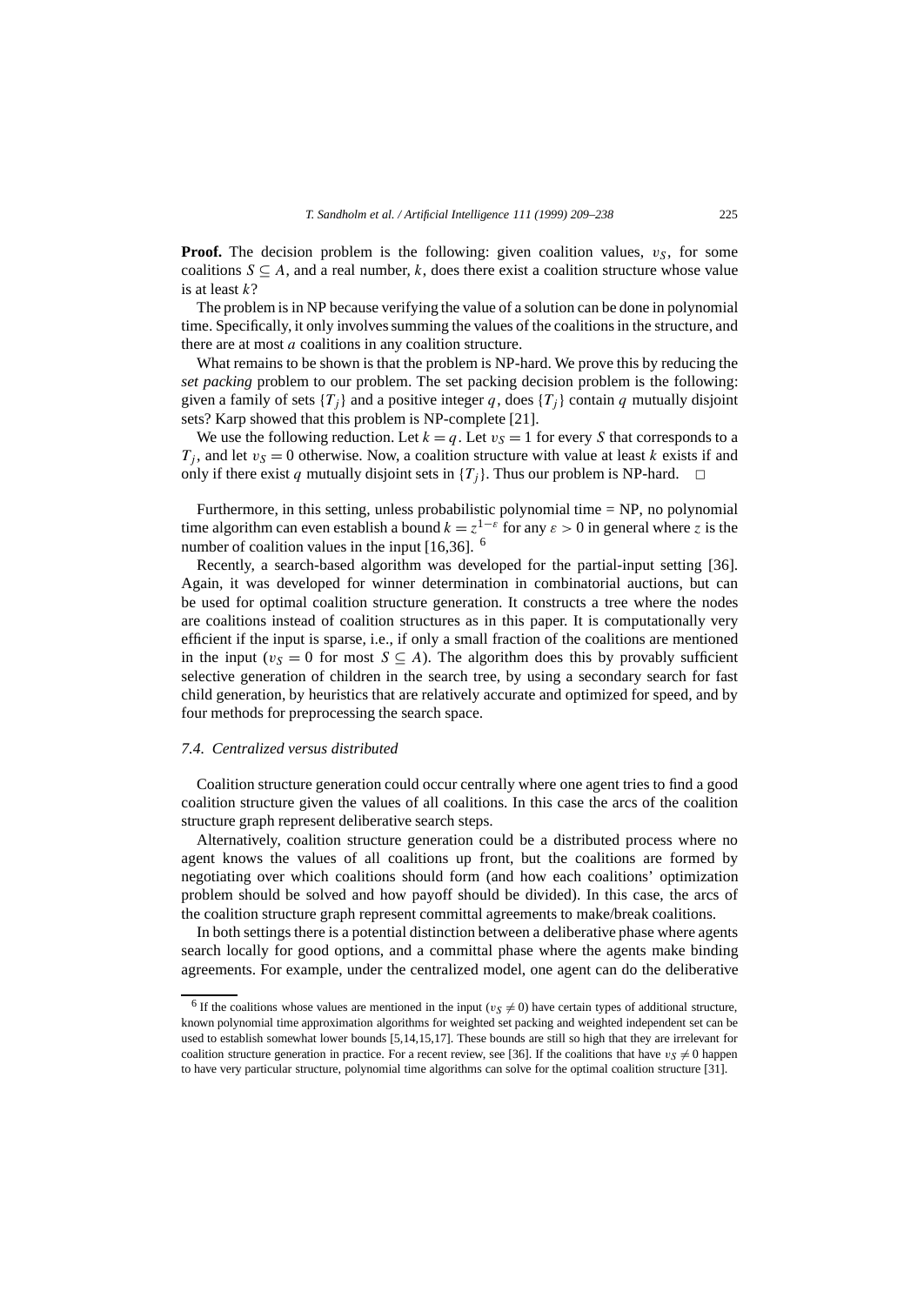**Proof.** The decision problem is the following: given coalition values, $v_S$, for some coalitions $S \subseteq A$, and a real number, $k$, does there exist a coalition structure whose value is at least $k$?

The problem is in NP because verifying the value of a solution can be done in polynomial time. Specifically, it only involves summing the values of the coalitions in the structure, and there are at most $a$ coalitions in any coalition structure.

What remains to be shown is that the problem is NP-hard. We prove this by reducing the *set packing* problem to our problem. The set packing decision problem is the following: given a family of sets $\{T_j\}$ and a positive integer $q$, does $\{T_j\}$ contain $q$ mutually disjoint sets? Karp showed that this problem is NP-complete [21].

We use the following reduction. Let $k = q$. Let $v_S = 1$ for every $S$ that corresponds to a $T_j$, and let $v_S = 0$ otherwise. Now, a coalition structure with value at least $k$ exists if and only if there exist $q$ mutually disjoint sets in $\{T_j\}$. Thus our problem is NP-hard. □

Furthermore, in this setting, unless probabilistic polynomial time = NP, no polynomial time algorithm can even establish a bound $k = z^{1-\varepsilon}$ for any $\varepsilon > 0$ in general where $z$ is the number of coalition values in the input [16,36]. [6]

Recently, a search-based algorithm was developed for the partial-input setting [36]. Again, it was developed for winner determination in combinatorial auctions, but can be used for optimal coalition structure generation. It constructs a tree where the nodes are coalitions instead of coalition structures as in this paper. It is computationally very efficient if the input is sparse, i.e., if only a small fraction of the coalitions are mentioned in the input ($v_S = 0$ for most $S \subseteq A$). The algorithm does this by provably sufficient selective generation of children in the search tree, by using a secondary search for fast child generation, by heuristics that are relatively accurate and optimized for speed, and by four methods for preprocessing the search space.

### 7.4. Centralized versus distributed

Coalition structure generation could occur centrally where one agent tries to find a good coalition structure given the values of all coalitions. In this case the arcs of the coalition structure graph represent deliberative search steps.

Alternatively, coalition structure generation could be a distributed process where no agent knows the values of all coalitions up front, but the coalitions are formed by negotiating over which coalitions should form (and how each coalitions' optimization problem should be solved and how payoff should be divided). In this case, the arcs of the coalition structure graph represent committal agreements to make/break coalitions.

In both settings there is a potential distinction between a deliberative phase where agents search locally for good options, and a committal phase where the agents make binding agreements. For example, under the centralized model, one agent can do the deliberative

---

[6] If the coalitions whose values are mentioned in the input ($v_S \neq 0$) have certain types of additional structure, known polynomial time approximation algorithms for weighted set packing and weighted independent set can be used to establish somewhat lower bounds [5,14,15,17]. These bounds are still so high that they are irrelevant for coalition structure generation in practice. For a recent review, see [36]. If the coalitions that have $v_S \neq 0$ happen to have very particular structure, polynomial time algorithms can solve for the optimal coalition structure [31].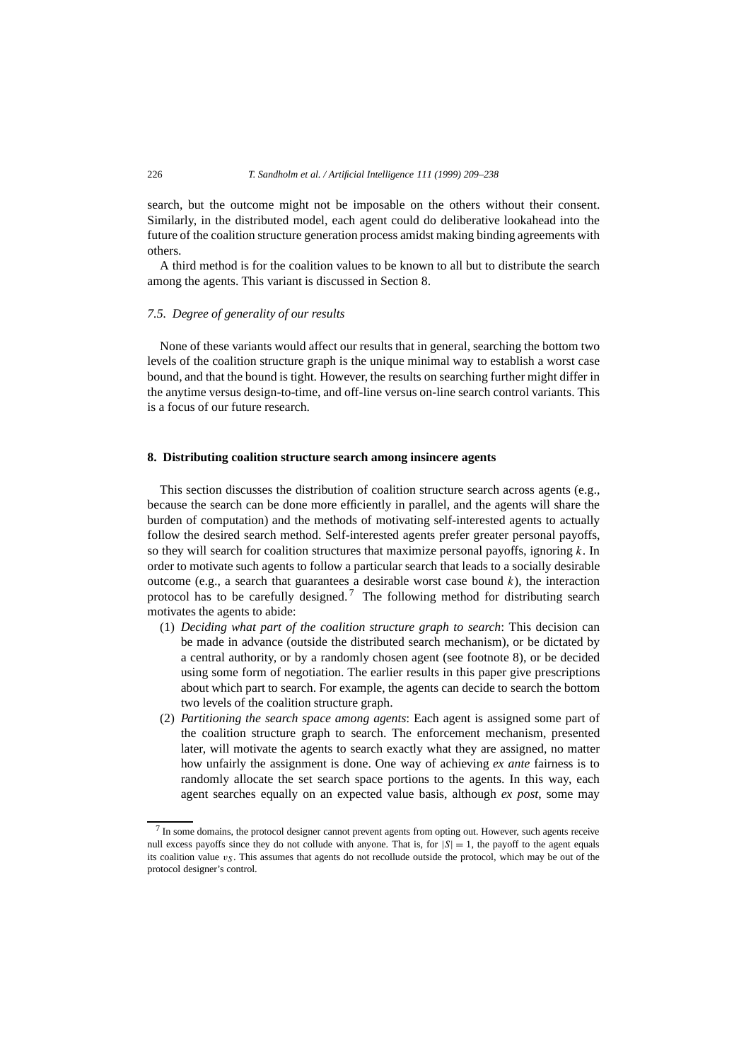search, but the outcome might not be imposable on the others without their consent. Similarly, in the distributed model, each agent could do deliberative lookahead into the future of the coalition structure generation process amidst making binding agreements with others.

A third method is for the coalition values to be known to all but to distribute the search among the agents. This variant is discussed in Section 8.

### 7.5. Degree of generality of our results

None of these variants would affect our results that in general, searching the bottom two levels of the coalition structure graph is the unique minimal way to establish a worst case bound, and that the bound is tight. However, the results on searching further might differ in the anytime versus design-to-time, and off-line versus on-line search control variants. This is a focus of our future research.

## 8. Distributing coalition structure search among insincere agents

This section discusses the distribution of coalition structure search across agents (e.g., because the search can be done more efficiently in parallel, and the agents will share the burden of computation) and the methods of motivating self-interested agents to actually follow the desired search method. Self-interested agents prefer greater personal payoffs, so they will search for coalition structures that maximize personal payoffs, ignoring $k$. In order to motivate such agents to follow a particular search that leads to a socially desirable outcome (e.g., a search that guarantees a desirable worst case bound $k$), the interaction protocol has to be carefully designed.[7] The following method for distributing search motivates the agents to abide:

(1) *Deciding what part of the coalition structure graph to search*: This decision can be made in advance (outside the distributed search mechanism), or be dictated by a central authority, or by a randomly chosen agent (see footnote 8), or be decided using some form of negotiation. The earlier results in this paper give prescriptions about which part to search. For example, the agents can decide to search the bottom two levels of the coalition structure graph.

(2) *Partitioning the search space among agents*: Each agent is assigned some part of the coalition structure graph to search. The enforcement mechanism, presented later, will motivate the agents to search exactly what they are assigned, no matter how unfairly the assignment is done. One way of achieving *ex ante* fairness is to randomly allocate the set search space portions to the agents. In this way, each agent searches equally on an expected value basis, although *ex post*, some may

[7] In some domains, the protocol designer cannot prevent agents from opting out. However, such agents receive null excess payoffs since they do not collude with anyone. That is, for $|S| = 1$, the payoff to the agent equals its coalition value $v_S$. This assumes that agents do not recollude outside the protocol, which may be out of the protocol designer's control.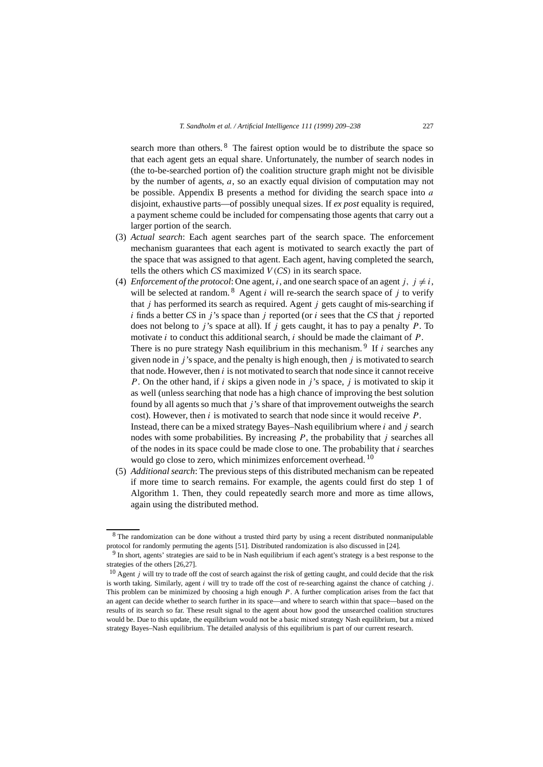search more than others.[8] The fairest option would be to distribute the space so that each agent gets an equal share. Unfortunately, the number of search nodes in (the to-be-searched portion of) the coalition structure graph might not be divisible by the number of agents, $a$, so an exactly equal division of computation may not be possible. Appendix B presents a method for dividing the search space into $a$ disjoint, exhaustive parts—of possibly unequal sizes. If *ex post* equality is required, a payment scheme could be included for compensating those agents that carry out a larger portion of the search.

(3) *Actual search*: Each agent searches part of the search space. The enforcement mechanism guarantees that each agent is motivated to search exactly the part of the space that was assigned to that agent. Each agent, having completed the search, tells the others which $CS$ maximized $V(CS)$ in its search space.

(4) *Enforcement of the protocol*: One agent, $i$, and one search space of an agent $j$, $j \neq i$, will be selected at random.[8] Agent $i$ will re-search the search space of $j$ to verify that $j$ has performed its search as required. Agent $j$ gets caught of mis-searching if $i$ finds a better $CS$ in $j$'s space than $j$ reported (or $i$ sees that the $CS$ that $j$ reported does not belong to $j$'s space at all). If $j$ gets caught, it has to pay a penalty $P$. To motivate $i$ to conduct this additional search, $i$ should be made the claimant of $P$.

There is no pure strategy Nash equilibrium in this mechanism.[9] If $i$ searches any given node in $j$'s space, and the penalty is high enough, then $j$ is motivated to search that node. However, then $i$ is not motivated to search that node since it cannot receive $P$. On the other hand, if $i$ skips a given node in $j$'s space, $j$ is motivated to skip it as well (unless searching that node has a high chance of improving the best solution found by all agents so much that $j$'s share of that improvement outweighs the search cost). However, then $i$ is motivated to search that node since it would receive $P$.

Instead, there can be a mixed strategy Bayes–Nash equilibrium where $i$ and $j$ search nodes with some probabilities. By increasing $P$, the probability that $j$ searches all of the nodes in its space could be made close to one. The probability that $i$ searches would go close to zero, which minimizes enforcement overhead.[10]

(5) *Additional search*: The previous steps of this distributed mechanism can be repeated if more time to search remains. For example, the agents could first do step 1 of Algorithm 1. Then, they could repeatedly search more and more as time allows, again using the distributed method.

---

[8] The randomization can be done without a trusted third party by using a recent distributed nonmanipulable protocol for randomly permuting the agents [51]. Distributed randomization is also discussed in [24].

[9] In short, agents' strategies are said to be in Nash equilibrium if each agent's strategy is a best response to the strategies of the others [26,27].

[10] Agent $j$ will try to trade off the cost of search against the risk of getting caught, and could decide that the risk is worth taking. Similarly, agent $i$ will try to trade off the cost of re-searching against the chance of catching $j$. This problem can be minimized by choosing a high enough $P$. A further complication arises from the fact that an agent can decide whether to search further in its space—and where to search within that space—based on the results of its search so far. These result signal to the agent about how good the unsearched coalition structures would be. Due to this update, the equilibrium would not be a basic mixed strategy Nash equilibrium, but a mixed strategy Bayes–Nash equilibrium. The detailed analysis of this equilibrium is part of our current research.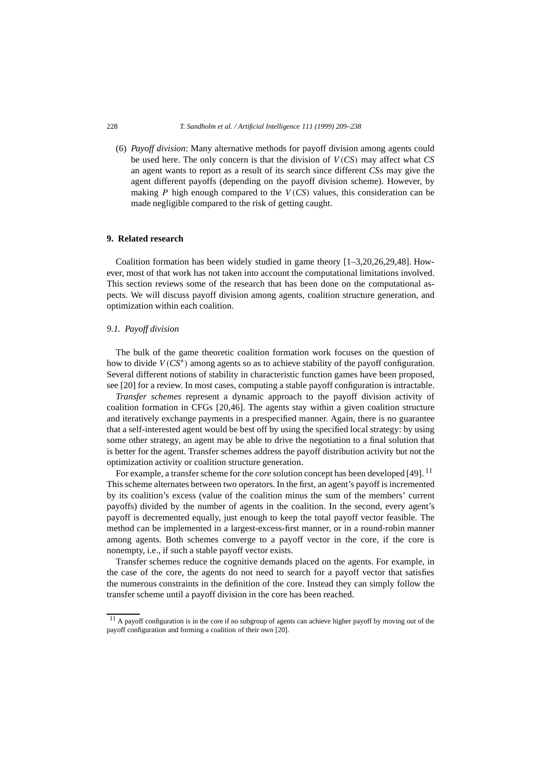(6) *Payoff division*: Many alternative methods for payoff division among agents could be used here. The only concern is that the division of $V(CS)$ may affect what $CS$ an agent wants to report as a result of its search since different $CS$s may give the agent different payoffs (depending on the payoff division scheme). However, by making $P$ high enough compared to the $V(CS)$ values, this consideration can be made negligible compared to the risk of getting caught.

## 9. Related research

Coalition formation has been widely studied in game theory [1–3,20,26,29,48]. However, most of that work has not taken into account the computational limitations involved. This section reviews some of the research that has been done on the computational aspects. We will discuss payoff division among agents, coalition structure generation, and optimization within each coalition.

### 9.1. Payoff division

The bulk of the game theoretic coalition formation work focuses on the question of how to divide $V(CS^*)$ among agents so as to achieve stability of the payoff configuration. Several different notions of stability in characteristic function games have been proposed, see [20] for a review. In most cases, computing a stable payoff configuration is intractable.

*Transfer schemes* represent a dynamic approach to the payoff division activity of coalition formation in CFGs [20,46]. The agents stay within a given coalition structure and iteratively exchange payments in a prespecified manner. Again, there is no guarantee that a self-interested agent would be best off by using the specified local strategy: by using some other strategy, an agent may be able to drive the negotiation to a final solution that is better for the agent. Transfer schemes address the payoff distribution activity but not the optimization activity or coalition structure generation.

For example, a transfer scheme for the *core* solution concept has been developed [49]. [11] This scheme alternates between two operators. In the first, an agent's payoff is incremented by its coalition's excess (value of the coalition minus the sum of the members' current payoffs) divided by the number of agents in the coalition. In the second, every agent's payoff is decremented equally, just enough to keep the total payoff vector feasible. The method can be implemented in a largest-excess-first manner, or in a round-robin manner among agents. Both schemes converge to a payoff vector in the core, if the core is nonempty, i.e., if such a stable payoff vector exists.

Transfer schemes reduce the cognitive demands placed on the agents. For example, in the case of the core, the agents do not need to search for a payoff vector that satisfies the numerous constraints in the definition of the core. Instead they can simply follow the transfer scheme until a payoff division in the core has been reached.

[11] A payoff configuration is in the core if no subgroup of agents can achieve higher payoff by moving out of the payoff configuration and forming a coalition of their own [20].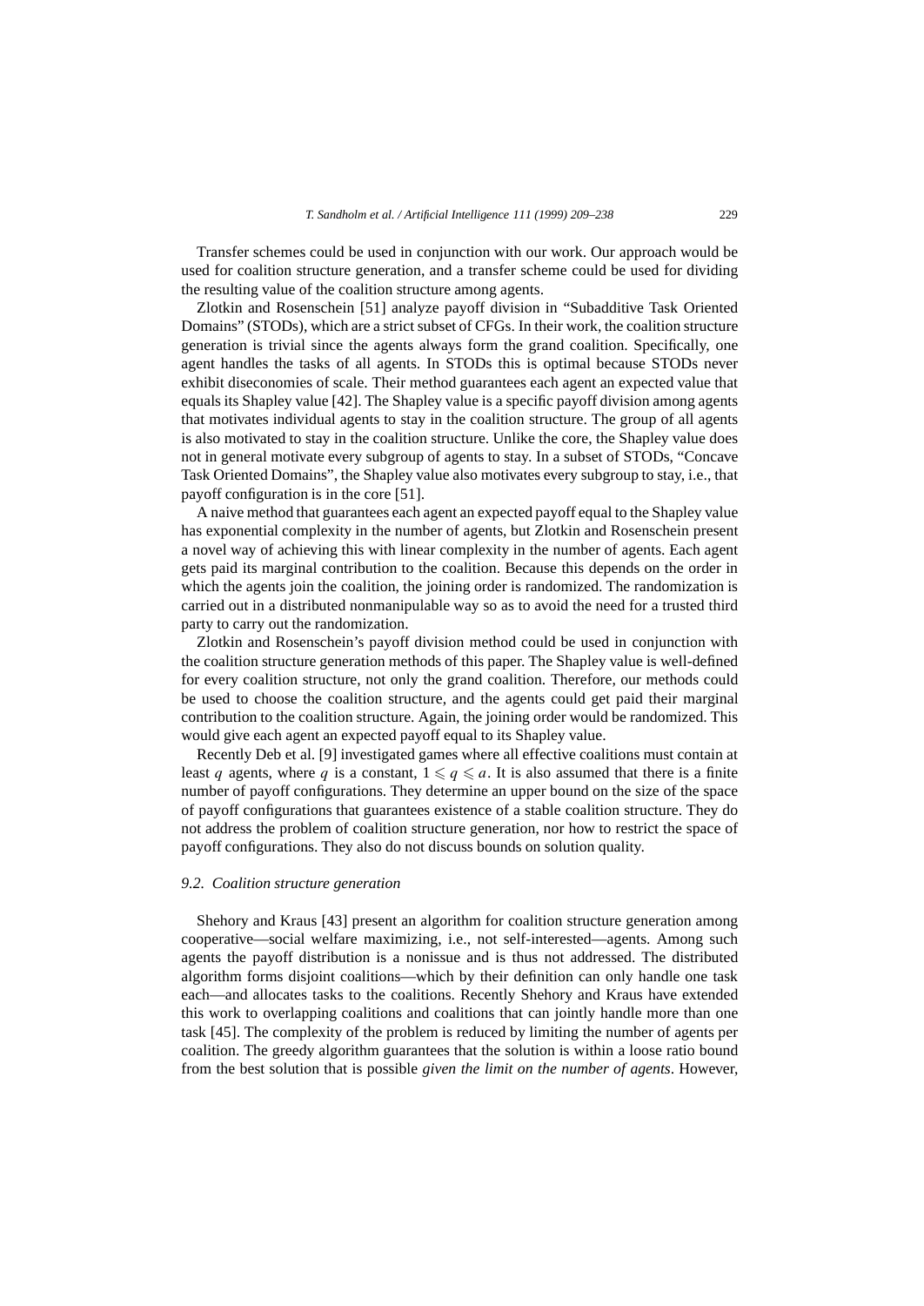Transfer schemes could be used in conjunction with our work. Our approach would be used for coalition structure generation, and a transfer scheme could be used for dividing the resulting value of the coalition structure among agents.

Zlotkin and Rosenschein [51] analyze payoff division in "Subadditive Task Oriented Domains" (STODs), which are a strict subset of CFGs. In their work, the coalition structure generation is trivial since the agents always form the grand coalition. Specifically, one agent handles the tasks of all agents. In STODs this is optimal because STODs never exhibit diseconomies of scale. Their method guarantees each agent an expected value that equals its Shapley value [42]. The Shapley value is a specific payoff division among agents that motivates individual agents to stay in the coalition structure. The group of all agents is also motivated to stay in the coalition structure. Unlike the core, the Shapley value does not in general motivate every subgroup of agents to stay. In a subset of STODs, "Concave Task Oriented Domains", the Shapley value also motivates every subgroup to stay, i.e., that payoff configuration is in the core [51].

A naive method that guarantees each agent an expected payoff equal to the Shapley value has exponential complexity in the number of agents, but Zlotkin and Rosenschein present a novel way of achieving this with linear complexity in the number of agents. Each agent gets paid its marginal contribution to the coalition. Because this depends on the order in which the agents join the coalition, the joining order is randomized. The randomization is carried out in a distributed nonmanipulable way so as to avoid the need for a trusted third party to carry out the randomization.

Zlotkin and Rosenschein's payoff division method could be used in conjunction with the coalition structure generation methods of this paper. The Shapley value is well-defined for every coalition structure, not only the grand coalition. Therefore, our methods could be used to choose the coalition structure, and the agents could get paid their marginal contribution to the coalition structure. Again, the joining order would be randomized. This would give each agent an expected payoff equal to its Shapley value.

Recently Deb et al. [9] investigated games where all effective coalitions must contain at least $q$ agents, where $q$ is a constant, $1 \leqslant q \leqslant a$. It is also assumed that there is a finite number of payoff configurations. They determine an upper bound on the size of the space of payoff configurations that guarantees existence of a stable coalition structure. They do not address the problem of coalition structure generation, nor how to restrict the space of payoff configurations. They also do not discuss bounds on solution quality.

### 9.2. Coalition structure generation

Shehory and Kraus [43] present an algorithm for coalition structure generation among cooperative—social welfare maximizing, i.e., not self-interested—agents. Among such agents the payoff distribution is a nonissue and is thus not addressed. The distributed algorithm forms disjoint coalitions—which by their definition can only handle one task each—and allocates tasks to the coalitions. Recently Shehory and Kraus have extended this work to overlapping coalitions and coalitions that can jointly handle more than one task [45]. The complexity of the problem is reduced by limiting the number of agents per coalition. The greedy algorithm guarantees that the solution is within a loose ratio bound from the best solution that is possible *given the limit on the number of agents*. However,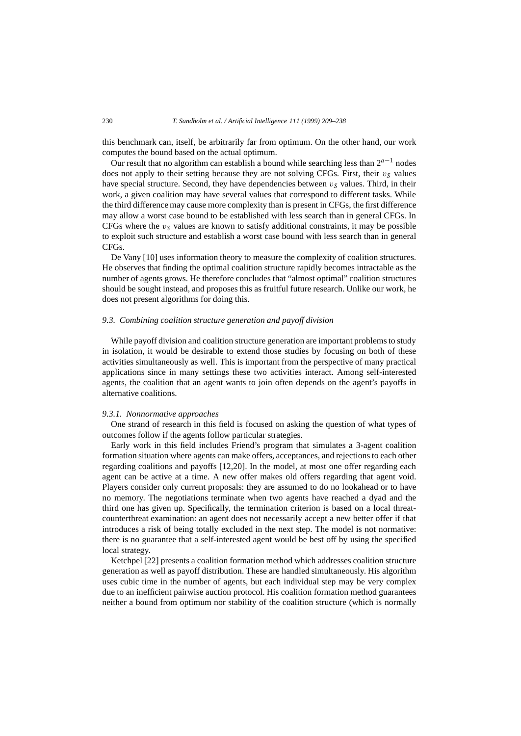this benchmark can, itself, be arbitrarily far from optimum. On the other hand, our work computes the bound based on the actual optimum.

Our result that no algorithm can establish a bound while searching less than $2^{a-1}$ nodes does not apply to their setting because they are not solving CFGs. First, their $v_S$ values have special structure. Second, they have dependencies between $v_S$ values. Third, in their work, a given coalition may have several values that correspond to different tasks. While the third difference may cause more complexity than is present in CFGs, the first difference may allow a worst case bound to be established with less search than in general CFGs. In CFGs where the $v_S$ values are known to satisfy additional constraints, it may be possible to exploit such structure and establish a worst case bound with less search than in general CFGs.

De Vany [10] uses information theory to measure the complexity of coalition structures. He observes that finding the optimal coalition structure rapidly becomes intractable as the number of agents grows. He therefore concludes that "almost optimal" coalition structures should be sought instead, and proposes this as fruitful future research. Unlike our work, he does not present algorithms for doing this.

### *9.3. Combining coalition structure generation and payoff division*

While payoff division and coalition structure generation are important problems to study in isolation, it would be desirable to extend those studies by focusing on both of these activities simultaneously as well. This is important from the perspective of many practical applications since in many settings these two activities interact. Among self-interested agents, the coalition that an agent wants to join often depends on the agent's payoffs in alternative coalitions.

#### *9.3.1. Nonnormative approaches*

One strand of research in this field is focused on asking the question of what types of outcomes follow if the agents follow particular strategies.

Early work in this field includes Friend's program that simulates a 3-agent coalition formation situation where agents can make offers, acceptances, and rejections to each other regarding coalitions and payoffs [12,20]. In the model, at most one offer regarding each agent can be active at a time. A new offer makes old offers regarding that agent void. Players consider only current proposals: they are assumed to do no lookahead or to have no memory. The negotiations terminate when two agents have reached a dyad and the third one has given up. Specifically, the termination criterion is based on a local threat-counterthreat examination: an agent does not necessarily accept a new better offer if that introduces a risk of being totally excluded in the next step. The model is not normative: there is no guarantee that a self-interested agent would be best off by using the specified local strategy.

Ketchpel [22] presents a coalition formation method which addresses coalition structure generation as well as payoff distribution. These are handled simultaneously. His algorithm uses cubic time in the number of agents, but each individual step may be very complex due to an inefficient pairwise auction protocol. His coalition formation method guarantees neither a bound from optimum nor stability of the coalition structure (which is normally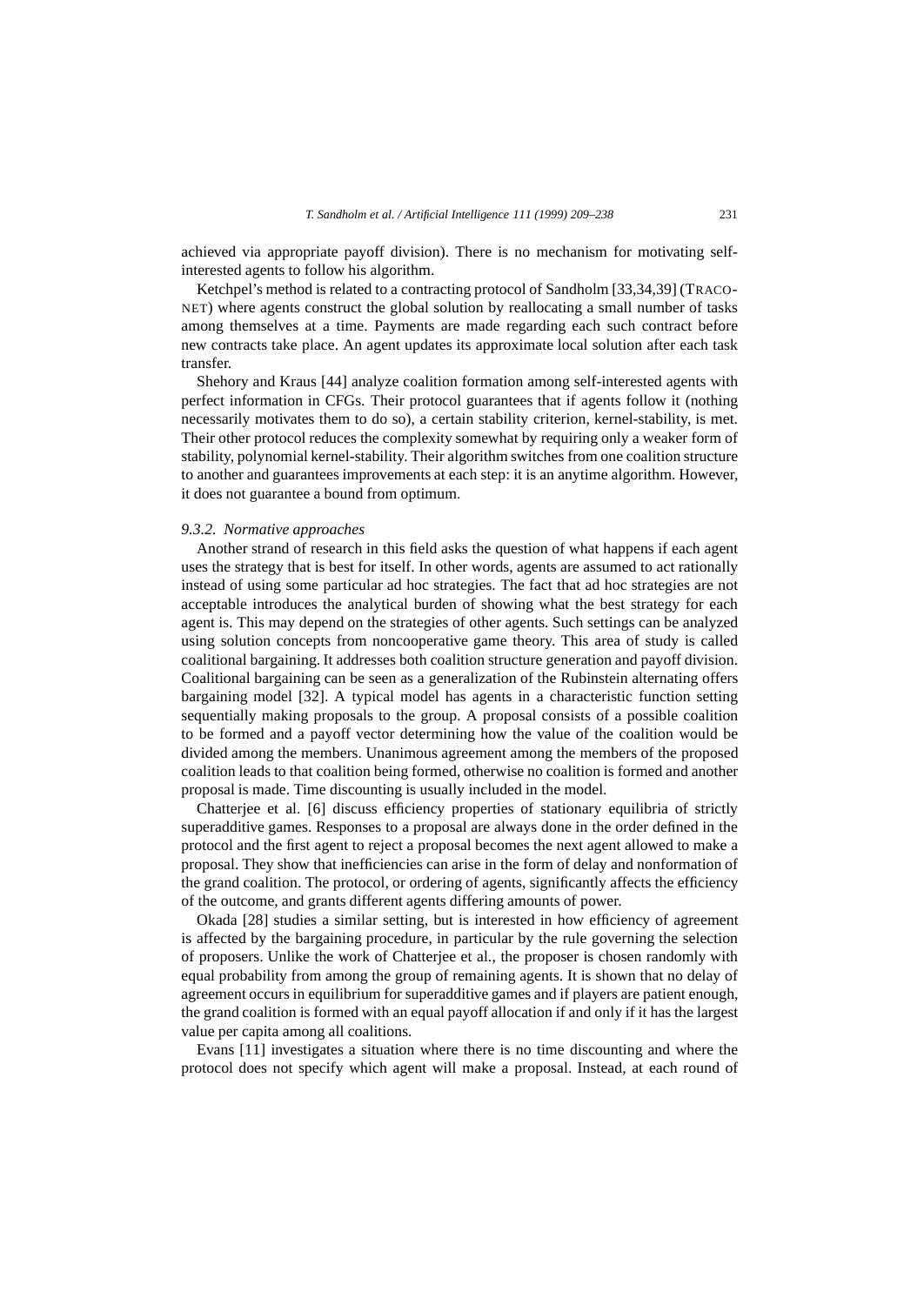achieved via appropriate payoff division). There is no mechanism for motivating self-interested agents to follow his algorithm.

Ketchpel's method is related to a contracting protocol of Sandholm [33,34,39] (TRACONET) where agents construct the global solution by reallocating a small number of tasks among themselves at a time. Payments are made regarding each such contract before new contracts take place. An agent updates its approximate local solution after each task transfer.

Shehory and Kraus [44] analyze coalition formation among self-interested agents with perfect information in CFGs. Their protocol guarantees that if agents follow it (nothing necessarily motivates them to do so), a certain stability criterion, kernel-stability, is met. Their other protocol reduces the complexity somewhat by requiring only a weaker form of stability, polynomial kernel-stability. Their algorithm switches from one coalition structure to another and guarantees improvements at each step: it is an anytime algorithm. However, it does not guarantee a bound from optimum.

#### *9.3.2. Normative approaches*

Another strand of research in this field asks the question of what happens if each agent uses the strategy that is best for itself. In other words, agents are assumed to act rationally instead of using some particular ad hoc strategies. The fact that ad hoc strategies are not acceptable introduces the analytical burden of showing what the best strategy for each agent is. This may depend on the strategies of other agents. Such settings can be analyzed using solution concepts from noncooperative game theory. This area of study is called coalitional bargaining. It addresses both coalition structure generation and payoff division. Coalitional bargaining can be seen as a generalization of the Rubinstein alternating offers bargaining model [32]. A typical model has agents in a characteristic function setting sequentially making proposals to the group. A proposal consists of a possible coalition to be formed and a payoff vector determining how the value of the coalition would be divided among the members. Unanimous agreement among the members of the proposed coalition leads to that coalition being formed, otherwise no coalition is formed and another proposal is made. Time discounting is usually included in the model.

Chatterjee et al. [6] discuss efficiency properties of stationary equilibria of strictly superadditive games. Responses to a proposal are always done in the order defined in the protocol and the first agent to reject a proposal becomes the next agent allowed to make a proposal. They show that inefficiencies can arise in the form of delay and nonformation of the grand coalition. The protocol, or ordering of agents, significantly affects the efficiency of the outcome, and grants different agents differing amounts of power.

Okada [28] studies a similar setting, but is interested in how efficiency of agreement is affected by the bargaining procedure, in particular by the rule governing the selection of proposers. Unlike the work of Chatterjee et al., the proposer is chosen randomly with equal probability from among the group of remaining agents. It is shown that no delay of agreement occurs in equilibrium for superadditive games and if players are patient enough, the grand coalition is formed with an equal payoff allocation if and only if it has the largest value per capita among all coalitions.

Evans [11] investigates a situation where there is no time discounting and where the protocol does not specify which agent will make a proposal. Instead, at each round of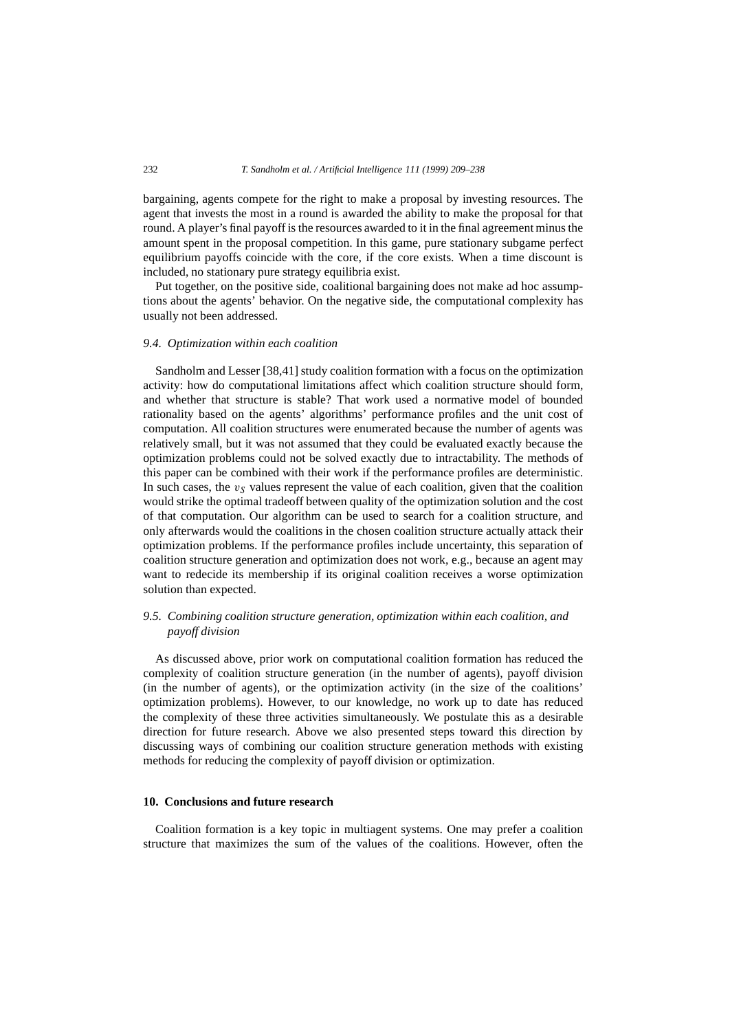bargaining, agents compete for the right to make a proposal by investing resources. The agent that invests the most in a round is awarded the ability to make the proposal for that round. A player's final payoff is the resources awarded to it in the final agreement minus the amount spent in the proposal competition. In this game, pure stationary subgame perfect equilibrium payoffs coincide with the core, if the core exists. When a time discount is included, no stationary pure strategy equilibria exist.

Put together, on the positive side, coalitional bargaining does not make ad hoc assumptions about the agents' behavior. On the negative side, the computational complexity has usually not been addressed.

### *9.4. Optimization within each coalition*

Sandholm and Lesser [38,41] study coalition formation with a focus on the optimization activity: how do computational limitations affect which coalition structure should form, and whether that structure is stable? That work used a normative model of bounded rationality based on the agents' algorithms' performance profiles and the unit cost of computation. All coalition structures were enumerated because the number of agents was relatively small, but it was not assumed that they could be evaluated exactly because the optimization problems could not be solved exactly due to intractability. The methods of this paper can be combined with their work if the performance profiles are deterministic. In such cases, the $v_S$ values represent the value of each coalition, given that the coalition would strike the optimal tradeoff between quality of the optimization solution and the cost of that computation. Our algorithm can be used to search for a coalition structure, and only afterwards would the coalitions in the chosen coalition structure actually attack their optimization problems. If the performance profiles include uncertainty, this separation of coalition structure generation and optimization does not work, e.g., because an agent may want to redecide its membership if its original coalition receives a worse optimization solution than expected.

### *9.5. Combining coalition structure generation, optimization within each coalition, and payoff division*

As discussed above, prior work on computational coalition formation has reduced the complexity of coalition structure generation (in the number of agents), payoff division (in the number of agents), or the optimization activity (in the size of the coalitions' optimization problems). However, to our knowledge, no work up to date has reduced the complexity of these three activities simultaneously. We postulate this as a desirable direction for future research. Above we also presented steps toward this direction by discussing ways of combining our coalition structure generation methods with existing methods for reducing the complexity of payoff division or optimization.

## **10. Conclusions and future research**

Coalition formation is a key topic in multiagent systems. One may prefer a coalition structure that maximizes the sum of the values of the coalitions. However, often the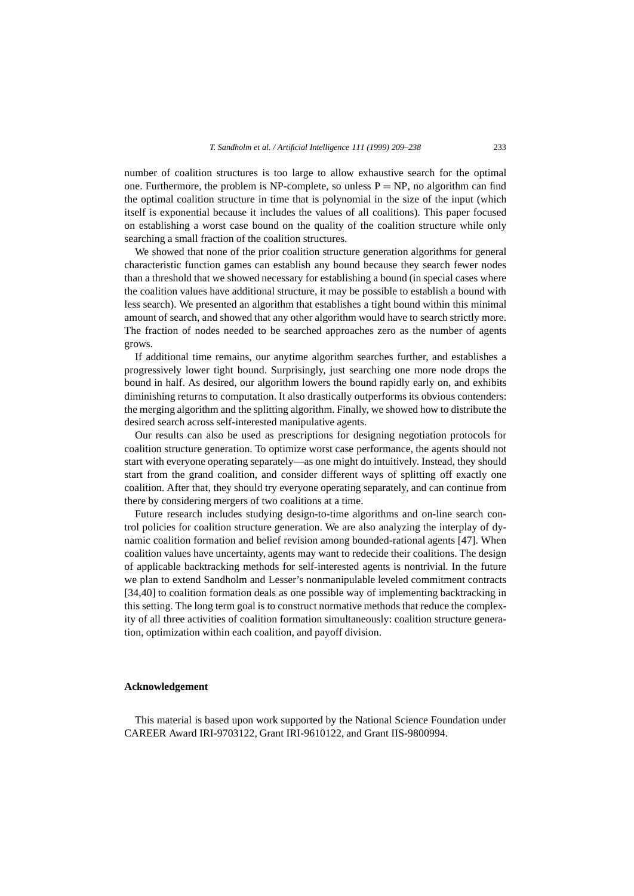number of coalition structures is too large to allow exhaustive search for the optimal one. Furthermore, the problem is NP-complete, so unless $P = NP$, no algorithm can find the optimal coalition structure in time that is polynomial in the size of the input (which itself is exponential because it includes the values of all coalitions). This paper focused on establishing a worst case bound on the quality of the coalition structure while only searching a small fraction of the coalition structures.

We showed that none of the prior coalition structure generation algorithms for general characteristic function games can establish any bound because they search fewer nodes than a threshold that we showed necessary for establishing a bound (in special cases where the coalition values have additional structure, it may be possible to establish a bound with less search). We presented an algorithm that establishes a tight bound within this minimal amount of search, and showed that any other algorithm would have to search strictly more. The fraction of nodes needed to be searched approaches zero as the number of agents grows.

If additional time remains, our anytime algorithm searches further, and establishes a progressively lower tight bound. Surprisingly, just searching one more node drops the bound in half. As desired, our algorithm lowers the bound rapidly early on, and exhibits diminishing returns to computation. It also drastically outperforms its obvious contenders: the merging algorithm and the splitting algorithm. Finally, we showed how to distribute the desired search across self-interested manipulative agents.

Our results can also be used as prescriptions for designing negotiation protocols for coalition structure generation. To optimize worst case performance, the agents should not start with everyone operating separately—as one might do intuitively. Instead, they should start from the grand coalition, and consider different ways of splitting off exactly one coalition. After that, they should try everyone operating separately, and can continue from there by considering mergers of two coalitions at a time.

Future research includes studying design-to-time algorithms and on-line search control policies for coalition structure generation. We are also analyzing the interplay of dynamic coalition formation and belief revision among bounded-rational agents [47]. When coalition values have uncertainty, agents may want to redecide their coalitions. The design of applicable backtracking methods for self-interested agents is nontrivial. In the future we plan to extend Sandholm and Lesser's nonmanipulable leveled commitment contracts [34,40] to coalition formation deals as one possible way of implementing backtracking in this setting. The long term goal is to construct normative methods that reduce the complexity of all three activities of coalition formation simultaneously: coalition structure generation, optimization within each coalition, and payoff division.

## Acknowledgement

This material is based upon work supported by the National Science Foundation under CAREER Award IRI-9703122, Grant IRI-9610122, and Grant IIS-9800994.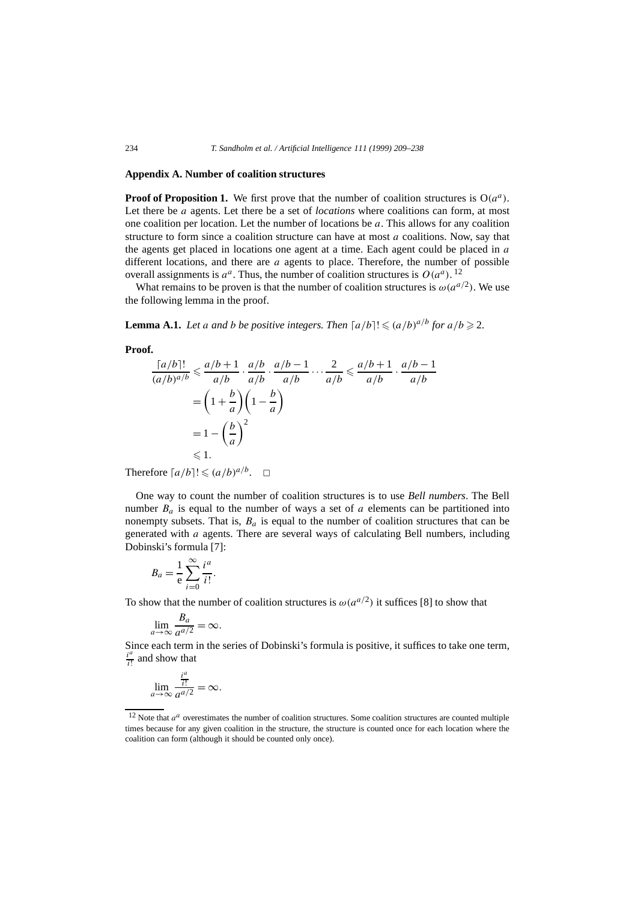## Appendix A. Number of coalition structures

**Proof of Proposition 1.** We first prove that the number of coalition structures is $O(a^a)$. Let there be $a$ agents. Let there be a set of *locations* where coalitions can form, at most one coalition per location. Let the number of locations be $a$. This allows for any coalition structure to form since a coalition structure can have at most $a$ coalitions. Now, say that the agents get placed in locations one agent at a time. Each agent could be placed in $a$ different locations, and there are $a$ agents to place. Therefore, the number of possible overall assignments is $a^a$. Thus, the number of coalition structures is $O(a^a)$. [12]

What remains to be proven is that the number of coalition structures is $\omega(a^{a/2})$. We use the following lemma in the proof.

**Lemma A.1.** *Let $a$ and $b$ be positive integers. Then $\lceil a/b \rceil! \leqslant (a/b)^{a/b}$ for $a/b \geqslant 2$.*

**Proof.**

$$
\begin{aligned}
\frac{\lceil a/b \rceil!}{(a/b)^{a/b}} &\leqslant \frac{a/b+1}{a/b} \cdot \frac{a/b}{a/b} \cdot \frac{a/b-1}{a/b} \cdots \frac{2}{a/b} \leqslant \frac{a/b+1}{a/b} \cdot \frac{a/b-1}{a/b} \\
&= \left(1+\frac{b}{a}\right)\left(1-\frac{b}{a}\right) \\
&= 1-\left(\frac{b}{a}\right)^2 \\
&\leqslant 1.
\end{aligned}
$$

Therefore $\lceil a/b \rceil! \leqslant (a/b)^{a/b}$. $\square$

One way to count the number of coalition structures is to use *Bell numbers*. The Bell number $B_a$ is equal to the number of ways a set of $a$ elements can be partitioned into nonempty subsets. That is, $B_a$ is equal to the number of coalition structures that can be generated with $a$ agents. There are several ways of calculating Bell numbers, including Dobinski's formula [7]:

$$
B_a = \frac{1}{\mathrm{e}} \sum_{i=0}^{\infty} \frac{i^a}{i!}.
$$

To show that the number of coalition structures is $\omega(a^{a/2})$ it suffices [8] to show that

$$
\lim_{a \to \infty} \frac{B_a}{a^{a/2}} = \infty.
$$

Since each term in the series of Dobinski's formula is positive, it suffices to take one term, $\frac{i^a}{i!}$ and show that

$$
\lim_{a \to \infty} \frac{\frac{i^a}{i!}}{a^{a/2}} = \infty.
$$

[12] Note that $a^a$ overestimates the number of coalition structures. Some coalition structures are counted multiple times because for any given coalition in the structure, the structure is counted once for each location where the coalition can form (although it should be counted only once).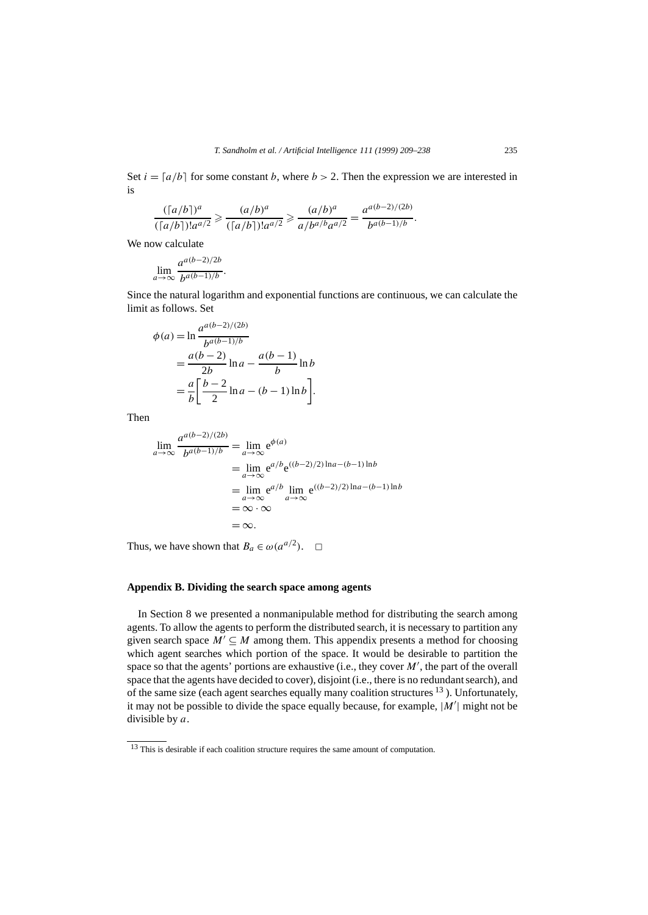Set $i = \lceil a/b \rceil$ for some constant $b$, where $b > 2$. Then the expression we are interested in is

$$\frac{(\lceil a/b \rceil)^a}{(\lceil a/b \rceil)! a^{a/2}} \geqslant \frac{(a/b)^a}{(\lceil a/b \rceil)! a^{a/2}} \geqslant \frac{(a/b)^a}{a/b^{a/b} a^{a/2}} = \frac{a^{a(b-2)/(2b)}}{b^{a(b-1)/b}}.$$

We now calculate

$$\lim_{a \to \infty} \frac{a^{a(b-2)/2b}}{b^{a(b-1)/b}}.$$

Since the natural logarithm and exponential functions are continuous, we can calculate the limit as follows. Set

$$\begin{aligned}
\phi(a) &= \ln \frac{a^{a(b-2)/(2b)}}{b^{a(b-1)/b}} \\
&= \frac{a(b-2)}{2b} \ln a - \frac{a(b-1)}{b} \ln b \\
&= \frac{a}{b}\left[\frac{b-2}{2} \ln a - (b-1) \ln b\right].
\end{aligned}$$

Then

$$\begin{aligned}
\lim_{a \to \infty} \frac{a^{a(b-2)/(2b)}}{b^{a(b-1)/b}} &= \lim_{a \to \infty} \mathrm{e}^{\phi(a)} \\
&= \lim_{a \to \infty} \mathrm{e}^{a/b} \mathrm{e}^{((b-2)/2) \ln a - (b-1) \ln b} \\
&= \lim_{a \to \infty} \mathrm{e}^{a/b} \lim_{a \to \infty} \mathrm{e}^{((b-2)/2) \ln a - (b-1) \ln b} \\
&= \infty \cdot \infty \\
&= \infty.
\end{aligned}$$

Thus, we have shown that $B_a \in \omega(a^{a/2})$. $\square$

## Appendix B. Dividing the search space among agents

In Section 8 we presented a nonmanipulable method for distributing the search among agents. To allow the agents to perform the distributed search, it is necessary to partition any given search space $M' \subseteq M$ among them. This appendix presents a method for choosing which agent searches which portion of the space. It would be desirable to partition the space so that the agents' portions are exhaustive (i.e., they cover $M'$, the part of the overall space that the agents have decided to cover), disjoint (i.e., there is no redundant search), and of the same size (each agent searches equally many coalition structures [13] ). Unfortunately, it may not be possible to divide the space equally because, for example, $|M'|$ might not be divisible by $a$.

[13] This is desirable if each coalition structure requires the same amount of computation.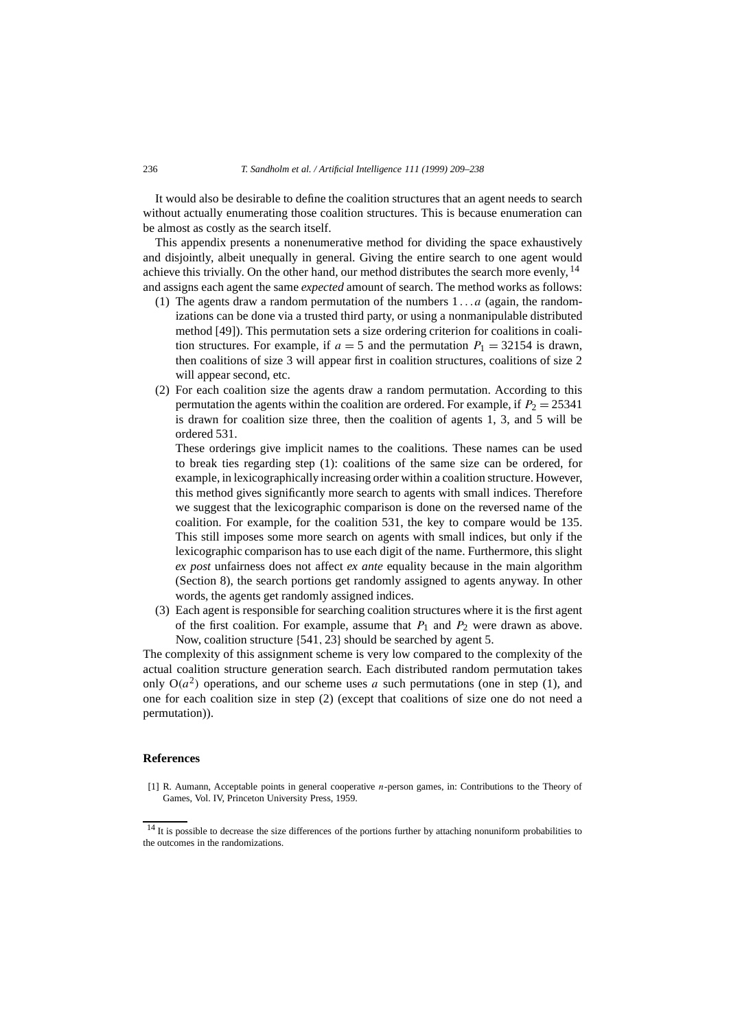It would also be desirable to define the coalition structures that an agent needs to search without actually enumerating those coalition structures. This is because enumeration can be almost as costly as the search itself.

This appendix presents a nonenumerative method for dividing the space exhaustively and disjointly, albeit unequally in general. Giving the entire search to one agent would achieve this trivially. On the other hand, our method distributes the search more evenly, [14] and assigns each agent the same *expected* amount of search. The method works as follows:

(1) The agents draw a random permutation of the numbers $1 \ldots a$ (again, the randomizations can be done via a trusted third party, or using a nonmanipulable distributed method [49]). This permutation sets a size ordering criterion for coalitions in coalition structures. For example, if $a = 5$ and the permutation $P_1 = 32154$ is drawn, then coalitions of size 3 will appear first in coalition structures, coalitions of size 2 will appear second, etc.

(2) For each coalition size the agents draw a random permutation. According to this permutation the agents within the coalition are ordered. For example, if $P_2 = 25341$ is drawn for coalition size three, then the coalition of agents 1, 3, and 5 will be ordered 531.

These orderings give implicit names to the coalitions. These names can be used to break ties regarding step (1): coalitions of the same size can be ordered, for example, in lexicographically increasing order within a coalition structure. However, this method gives significantly more search to agents with small indices. Therefore we suggest that the lexicographic comparison is done on the reversed name of the coalition. For example, for the coalition 531, the key to compare would be 135. This still imposes some more search on agents with small indices, but only if the lexicographic comparison has to use each digit of the name. Furthermore, this slight *ex post* unfairness does not affect *ex ante* equality because in the main algorithm (Section 8), the search portions get randomly assigned to agents anyway. In other words, the agents get randomly assigned indices.

(3) Each agent is responsible for searching coalition structures where it is the first agent of the first coalition. For example, assume that $P_1$ and $P_2$ were drawn as above. Now, coalition structure $\{541, 23\}$ should be searched by agent 5.

The complexity of this assignment scheme is very low compared to the complexity of the actual coalition structure generation search. Each distributed random permutation takes only $O(a^2)$ operations, and our scheme uses $a$ such permutations (one in step (1), and one for each coalition size in step (2) (except that coalitions of size one do not need a permutation)).

## References

[1] R. Aumann, Acceptable points in general cooperative $n$-person games, in: Contributions to the Theory of Games, Vol. IV, Princeton University Press, 1959.

[14] It is possible to decrease the size differences of the portions further by attaching nonuniform probabilities to the outcomes in the randomizations.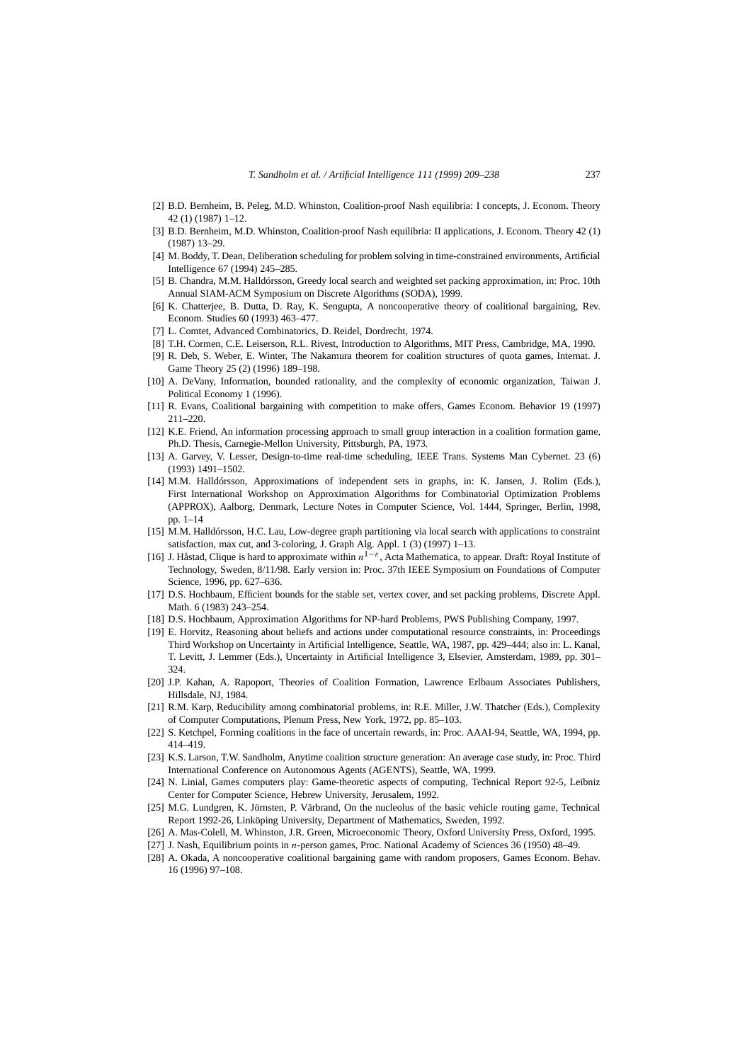[2] B.D. Bernheim, B. Peleg, M.D. Whinston, Coalition-proof Nash equilibria: I concepts, J. Econom. Theory 42 (1) (1987) 1–12.

[3] B.D. Bernheim, M.D. Whinston, Coalition-proof Nash equilibria: II applications, J. Econom. Theory 42 (1) (1987) 13–29.

[4] M. Boddy, T. Dean, Deliberation scheduling for problem solving in time-constrained environments, Artificial Intelligence 67 (1994) 245–285.

[5] B. Chandra, M.M. Halldórsson, Greedy local search and weighted set packing approximation, in: Proc. 10th Annual SIAM-ACM Symposium on Discrete Algorithms (SODA), 1999.

[6] K. Chatterjee, B. Dutta, D. Ray, K. Sengupta, A noncooperative theory of coalitional bargaining, Rev. Econom. Studies 60 (1993) 463–477.

[7] L. Comtet, Advanced Combinatorics, D. Reidel, Dordrecht, 1974.

[8] T.H. Cormen, C.E. Leiserson, R.L. Rivest, Introduction to Algorithms, MIT Press, Cambridge, MA, 1990.

[9] R. Deb, S. Weber, E. Winter, The Nakamura theorem for coalition structures of quota games, Internat. J. Game Theory 25 (2) (1996) 189–198.

[10] A. DeVany, Information, bounded rationality, and the complexity of economic organization, Taiwan J. Political Economy 1 (1996).

[11] R. Evans, Coalitional bargaining with competition to make offers, Games Econom. Behavior 19 (1997) 211–220.

[12] K.E. Friend, An information processing approach to small group interaction in a coalition formation game, Ph.D. Thesis, Carnegie-Mellon University, Pittsburgh, PA, 1973.

[13] A. Garvey, V. Lesser, Design-to-time real-time scheduling, IEEE Trans. Systems Man Cybernet. 23 (6) (1993) 1491–1502.

[14] M.M. Halldórsson, Approximations of independent sets in graphs, in: K. Jansen, J. Rolim (Eds.), First International Workshop on Approximation Algorithms for Combinatorial Optimization Problems (APPROX), Aalborg, Denmark, Lecture Notes in Computer Science, Vol. 1444, Springer, Berlin, 1998, pp. 1–14

[15] M.M. Halldórsson, H.C. Lau, Low-degree graph partitioning via local search with applications to constraint satisfaction, max cut, and 3-coloring, J. Graph Alg. Appl. 1 (3) (1997) 1–13.

[16] J. Håstad, Clique is hard to approximate within $n^{1-\varepsilon}$, Acta Mathematica, to appear. Draft: Royal Institute of Technology, Sweden, 8/11/98. Early version in: Proc. 37th IEEE Symposium on Foundations of Computer Science, 1996, pp. 627–636.

[17] D.S. Hochbaum, Efficient bounds for the stable set, vertex cover, and set packing problems, Discrete Appl. Math. 6 (1983) 243–254.

[18] D.S. Hochbaum, Approximation Algorithms for NP-hard Problems, PWS Publishing Company, 1997.

[19] E. Horvitz, Reasoning about beliefs and actions under computational resource constraints, in: Proceedings Third Workshop on Uncertainty in Artificial Intelligence, Seattle, WA, 1987, pp. 429–444; also in: L. Kanal, T. Levitt, J. Lemmer (Eds.), Uncertainty in Artificial Intelligence 3, Elsevier, Amsterdam, 1989, pp. 301–324.

[20] J.P. Kahan, A. Rapoport, Theories of Coalition Formation, Lawrence Erlbaum Associates Publishers, Hillsdale, NJ, 1984.

[21] R.M. Karp, Reducibility among combinatorial problems, in: R.E. Miller, J.W. Thatcher (Eds.), Complexity of Computer Computations, Plenum Press, New York, 1972, pp. 85–103.

[22] S. Ketchpel, Forming coalitions in the face of uncertain rewards, in: Proc. AAAI-94, Seattle, WA, 1994, pp. 414–419.

[23] K.S. Larson, T.W. Sandholm, Anytime coalition structure generation: An average case study, in: Proc. Third International Conference on Autonomous Agents (AGENTS), Seattle, WA, 1999.

[24] N. Linial, Games computers play: Game-theoretic aspects of computing, Technical Report 92-5, Leibniz Center for Computer Science, Hebrew University, Jerusalem, 1992.

[25] M.G. Lundgren, K. Jörnsten, P. Värbrand, On the nucleolus of the basic vehicle routing game, Technical Report 1992-26, Linköping University, Department of Mathematics, Sweden, 1992.

[26] A. Mas-Colell, M. Whinston, J.R. Green, Microeconomic Theory, Oxford University Press, Oxford, 1995.

[27] J. Nash, Equilibrium points in $n$-person games, Proc. National Academy of Sciences 36 (1950) 48–49.

[28] A. Okada, A noncooperative coalitional bargaining game with random proposers, Games Econom. Behav. 16 (1996) 97–108.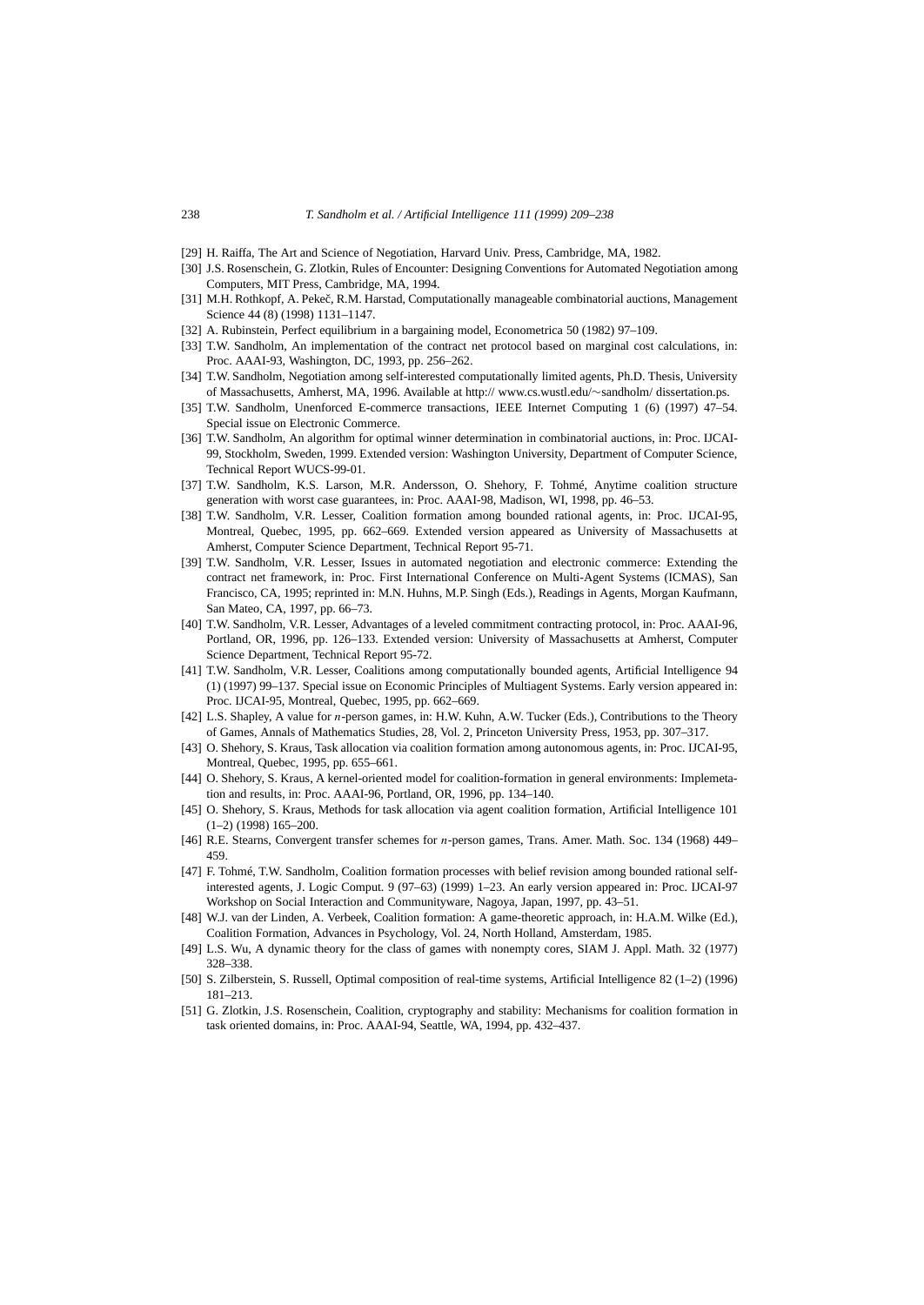[29] H. Raiffa, The Art and Science of Negotiation, Harvard Univ. Press, Cambridge, MA, 1982.

[30] J.S. Rosenschein, G. Zlotkin, Rules of Encounter: Designing Conventions for Automated Negotiation among Computers, MIT Press, Cambridge, MA, 1994.

[31] M.H. Rothkopf, A. Pekeč, R.M. Harstad, Computationally manageable combinatorial auctions, Management Science 44 (8) (1998) 1131–1147.

[32] A. Rubinstein, Perfect equilibrium in a bargaining model, Econometrica 50 (1982) 97–109.

[33] T.W. Sandholm, An implementation of the contract net protocol based on marginal cost calculations, in: Proc. AAAI-93, Washington, DC, 1993, pp. 256–262.

[34] T.W. Sandholm, Negotiation among self-interested computationally limited agents, Ph.D. Thesis, University of Massachusetts, Amherst, MA, 1996. Available at http:// www.cs.wustl.edu/~sandholm/ dissertation.ps.

[35] T.W. Sandholm, Unenforced E-commerce transactions, IEEE Internet Computing 1 (6) (1997) 47–54. Special issue on Electronic Commerce.

[36] T.W. Sandholm, An algorithm for optimal winner determination in combinatorial auctions, in: Proc. IJCAI-99, Stockholm, Sweden, 1999. Extended version: Washington University, Department of Computer Science, Technical Report WUCS-99-01.

[37] T.W. Sandholm, K.S. Larson, M.R. Andersson, O. Shehory, F. Tohmé, Anytime coalition structure generation with worst case guarantees, in: Proc. AAAI-98, Madison, WI, 1998, pp. 46–53.

[38] T.W. Sandholm, V.R. Lesser, Coalition formation among bounded rational agents, in: Proc. IJCAI-95, Montreal, Quebec, 1995, pp. 662–669. Extended version appeared as University of Massachusetts at Amherst, Computer Science Department, Technical Report 95-71.

[39] T.W. Sandholm, V.R. Lesser, Issues in automated negotiation and electronic commerce: Extending the contract net framework, in: Proc. First International Conference on Multi-Agent Systems (ICMAS), San Francisco, CA, 1995; reprinted in: M.N. Huhns, M.P. Singh (Eds.), Readings in Agents, Morgan Kaufmann, San Mateo, CA, 1997, pp. 66–73.

[40] T.W. Sandholm, V.R. Lesser, Advantages of a leveled commitment contracting protocol, in: Proc. AAAI-96, Portland, OR, 1996, pp. 126–133. Extended version: University of Massachusetts at Amherst, Computer Science Department, Technical Report 95-72.

[41] T.W. Sandholm, V.R. Lesser, Coalitions among computationally bounded agents, Artificial Intelligence 94 (1) (1997) 99–137. Special issue on Economic Principles of Multiagent Systems. Early version appeared in: Proc. IJCAI-95, Montreal, Quebec, 1995, pp. 662–669.

[42] L.S. Shapley, A value for $n$-person games, in: H.W. Kuhn, A.W. Tucker (Eds.), Contributions to the Theory of Games, Annals of Mathematics Studies, 28, Vol. 2, Princeton University Press, 1953, pp. 307–317.

[43] O. Shehory, S. Kraus, Task allocation via coalition formation among autonomous agents, in: Proc. IJCAI-95, Montreal, Quebec, 1995, pp. 655–661.

[44] O. Shehory, S. Kraus, A kernel-oriented model for coalition-formation in general environments: Implemetation and results, in: Proc. AAAI-96, Portland, OR, 1996, pp. 134–140.

[45] O. Shehory, S. Kraus, Methods for task allocation via agent coalition formation, Artificial Intelligence 101 (1–2) (1998) 165–200.

[46] R.E. Stearns, Convergent transfer schemes for $n$-person games, Trans. Amer. Math. Soc. 134 (1968) 449–459.

[47] F. Tohmé, T.W. Sandholm, Coalition formation processes with belief revision among bounded rational self-interested agents, J. Logic Comput. 9 (97–63) (1999) 1–23. An early version appeared in: Proc. IJCAI-97 Workshop on Social Interaction and Communityware, Nagoya, Japan, 1997, pp. 43–51.

[48] W.J. van der Linden, A. Verbeek, Coalition formation: A game-theoretic approach, in: H.A.M. Wilke (Ed.), Coalition Formation, Advances in Psychology, Vol. 24, North Holland, Amsterdam, 1985.

[49] L.S. Wu, A dynamic theory for the class of games with nonempty cores, SIAM J. Appl. Math. 32 (1977) 328–338.

[50] S. Zilberstein, S. Russell, Optimal composition of real-time systems, Artificial Intelligence 82 (1–2) (1996) 181–213.

[51] G. Zlotkin, J.S. Rosenschein, Coalition, cryptography and stability: Mechanisms for coalition formation in task oriented domains, in: Proc. AAAI-94, Seattle, WA, 1994, pp. 432–437.